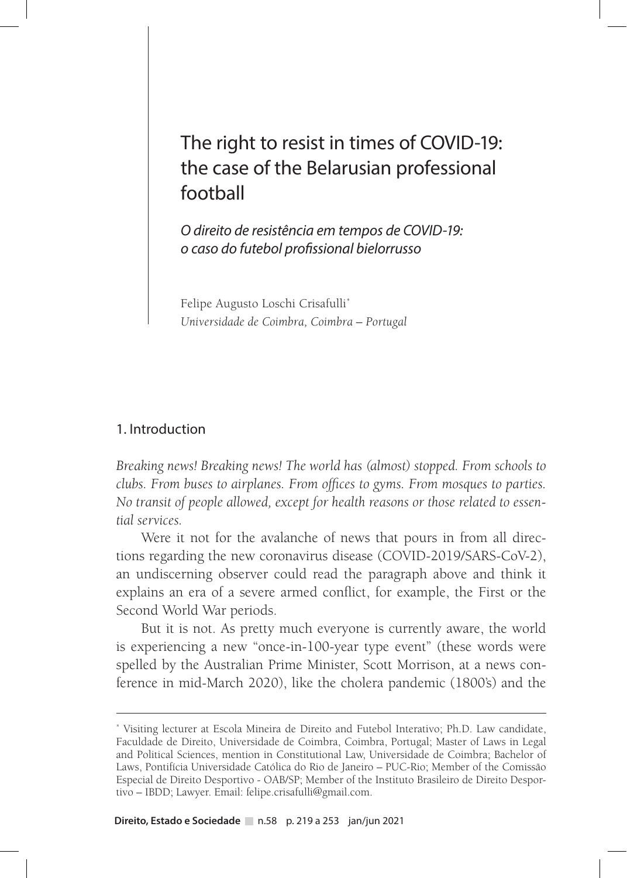# The right to resist in times of COVID-19: the case of the Belarusian professional football

*O direito de resistência em tempos de COVID-19: o caso do futebol profissional bielorrusso*

Felipe Augusto Loschi Crisafulli[*]
*Universidade de Coimbra, Coimbra – Portugal*

## 1. Introduction

*Breaking news! Breaking news! The world has (almost) stopped. From schools to clubs. From buses to airplanes. From offices to gyms. From mosques to parties. No transit of people allowed, except for health reasons or those related to essential services.*

Were it not for the avalanche of news that pours in from all directions regarding the new coronavirus disease (COVID-2019/SARS-CoV-2), an undiscerning observer could read the paragraph above and think it explains an era of a severe armed conflict, for example, the First or the Second World War periods.

But it is not. As pretty much everyone is currently aware, the world is experiencing a new "once-in-100-year type event" (these words were spelled by the Australian Prime Minister, Scott Morrison, at a news conference in mid-March 2020), like the cholera pandemic (1800's) and the

---

[*] Visiting lecturer at Escola Mineira de Direito and Futebol Interativo; Ph.D. Law candidate, Faculdade de Direito, Universidade de Coimbra, Coimbra, Portugal; Master of Laws in Legal and Political Sciences, mention in Constitutional Law, Universidade de Coimbra; Bachelor of Laws, Pontifícia Universidade Católica do Rio de Janeiro – PUC-Rio; Member of the Comissão Especial de Direito Desportivo - OAB/SP; Member of the Instituto Brasileiro de Direito Desportivo – IBDD; Lawyer. Email: felipe.crisafulli@gmail.com.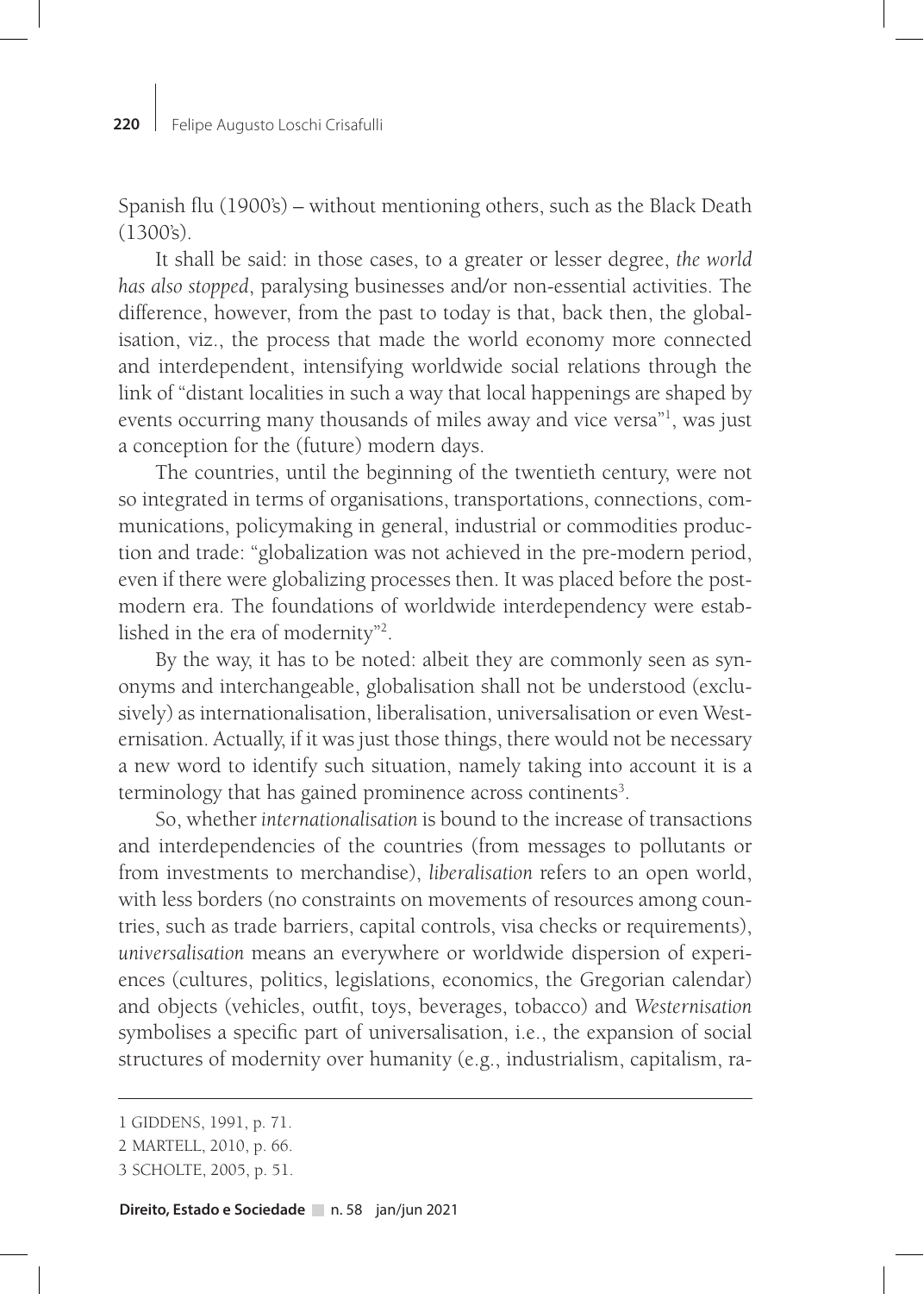Spanish flu (1900's) – without mentioning others, such as the Black Death (1300's).

It shall be said: in those cases, to a greater or lesser degree, *the world has also stopped*, paralysing businesses and/or non-essential activities. The difference, however, from the past to today is that, back then, the globalisation, viz., the process that made the world economy more connected and interdependent, intensifying worldwide social relations through the link of "distant localities in such a way that local happenings are shaped by events occurring many thousands of miles away and vice versa"[1], was just a conception for the (future) modern days.

The countries, until the beginning of the twentieth century, were not so integrated in terms of organisations, transportations, connections, communications, policymaking in general, industrial or commodities production and trade: "globalization was not achieved in the pre-modern period, even if there were globalizing processes then. It was placed before the postmodern era. The foundations of worldwide interdependency were established in the era of modernity"[2].

By the way, it has to be noted: albeit they are commonly seen as synonyms and interchangeable, globalisation shall not be understood (exclusively) as internationalisation, liberalisation, universalisation or even Westernisation. Actually, if it was just those things, there would not be necessary a new word to identify such situation, namely taking into account it is a terminology that has gained prominence across continents[3].

So, whether *internationalisation* is bound to the increase of transactions and interdependencies of the countries (from messages to pollutants or from investments to merchandise), *liberalisation* refers to an open world, with less borders (no constraints on movements of resources among countries, such as trade barriers, capital controls, visa checks or requirements), *universalisation* means an everywhere or worldwide dispersion of experiences (cultures, politics, legislations, economics, the Gregorian calendar) and objects (vehicles, outfit, toys, beverages, tobacco) and *Westernisation* symbolises a specific part of universalisation, i.e., the expansion of social structures of modernity over humanity (e.g., industrialism, capitalism, ra-

---

1 GIDDENS, 1991, p. 71.

2 MARTELL, 2010, p. 66.

3 SCHOLTE, 2005, p. 51.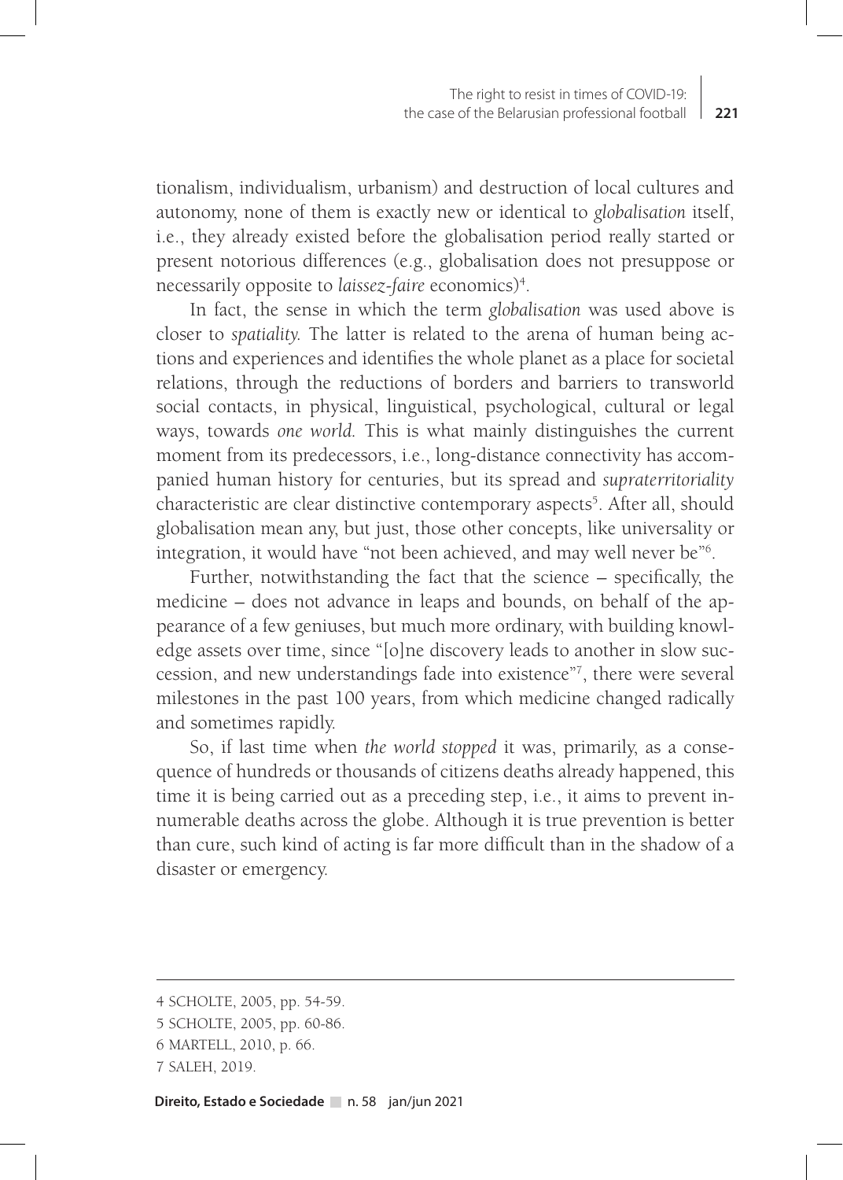tionalism, individualism, urbanism) and destruction of local cultures and autonomy, none of them is exactly new or identical to *globalisation* itself, i.e., they already existed before the globalisation period really started or present notorious differences (e.g., globalisation does not presuppose or necessarily opposite to *laissez-faire* economics)[4].

In fact, the sense in which the term *globalisation* was used above is closer to *spatiality*. The latter is related to the arena of human being actions and experiences and identifies the whole planet as a place for societal relations, through the reductions of borders and barriers to transworld social contacts, in physical, linguistical, psychological, cultural or legal ways, towards *one world*. This is what mainly distinguishes the current moment from its predecessors, i.e., long-distance connectivity has accompanied human history for centuries, but its spread and *supraterritoriality* characteristic are clear distinctive contemporary aspects[5]. After all, should globalisation mean any, but just, those other concepts, like universality or integration, it would have "not been achieved, and may well never be"[6].

Further, notwithstanding the fact that the science – specifically, the medicine – does not advance in leaps and bounds, on behalf of the appearance of a few geniuses, but much more ordinary, with building knowledge assets over time, since "[o]ne discovery leads to another in slow succession, and new understandings fade into existence"[7], there were several milestones in the past 100 years, from which medicine changed radically and sometimes rapidly.

So, if last time when *the world stopped* it was, primarily, as a consequence of hundreds or thousands of citizens deaths already happened, this time it is being carried out as a preceding step, i.e., it aims to prevent innumerable deaths across the globe. Although it is true prevention is better than cure, such kind of acting is far more difficult than in the shadow of a disaster or emergency.

---

4 SCHOLTE, 2005, pp. 54-59.

5 SCHOLTE, 2005, pp. 60-86.

6 MARTELL, 2010, p. 66.

7 SALEH, 2019.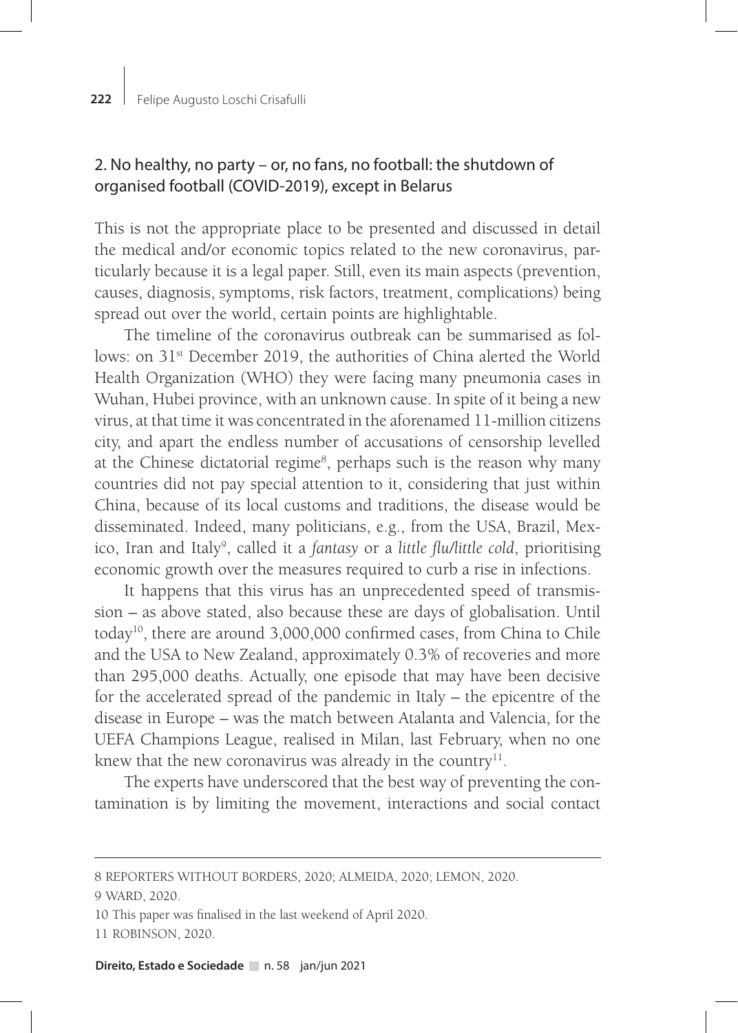## 2. No healthy, no party – or, no fans, no football: the shutdown of organised football (COVID-2019), except in Belarus

This is not the appropriate place to be presented and discussed in detail the medical and/or economic topics related to the new coronavirus, particularly because it is a legal paper. Still, even its main aspects (prevention, causes, diagnosis, symptoms, risk factors, treatment, complications) being spread out over the world, certain points are highlightable.

The timeline of the coronavirus outbreak can be summarised as follows: on 31st December 2019, the authorities of China alerted the World Health Organization (WHO) they were facing many pneumonia cases in Wuhan, Hubei province, with an unknown cause. In spite of it being a new virus, at that time it was concentrated in the aforenamed 11-million citizens city, and apart the endless number of accusations of censorship levelled at the Chinese dictatorial regime[8], perhaps such is the reason why many countries did not pay special attention to it, considering that just within China, because of its local customs and traditions, the disease would be disseminated. Indeed, many politicians, e.g., from the USA, Brazil, Mexico, Iran and Italy[9], called it a *fantasy* or a *little flu/little cold*, prioritising economic growth over the measures required to curb a rise in infections.

It happens that this virus has an unprecedented speed of transmission – as above stated, also because these are days of globalisation. Until today[10], there are around 3,000,000 confirmed cases, from China to Chile and the USA to New Zealand, approximately 0.3% of recoveries and more than 295,000 deaths. Actually, one episode that may have been decisive for the accelerated spread of the pandemic in Italy – the epicentre of the disease in Europe – was the match between Atalanta and Valencia, for the UEFA Champions League, realised in Milan, last February, when no one knew that the new coronavirus was already in the country[11].

The experts have underscored that the best way of preventing the contamination is by limiting the movement, interactions and social contact

---

8 REPORTERS WITHOUT BORDERS, 2020; ALMEIDA, 2020; LEMON, 2020.

9 WARD, 2020.

10 This paper was finalised in the last weekend of April 2020.

11 ROBINSON, 2020.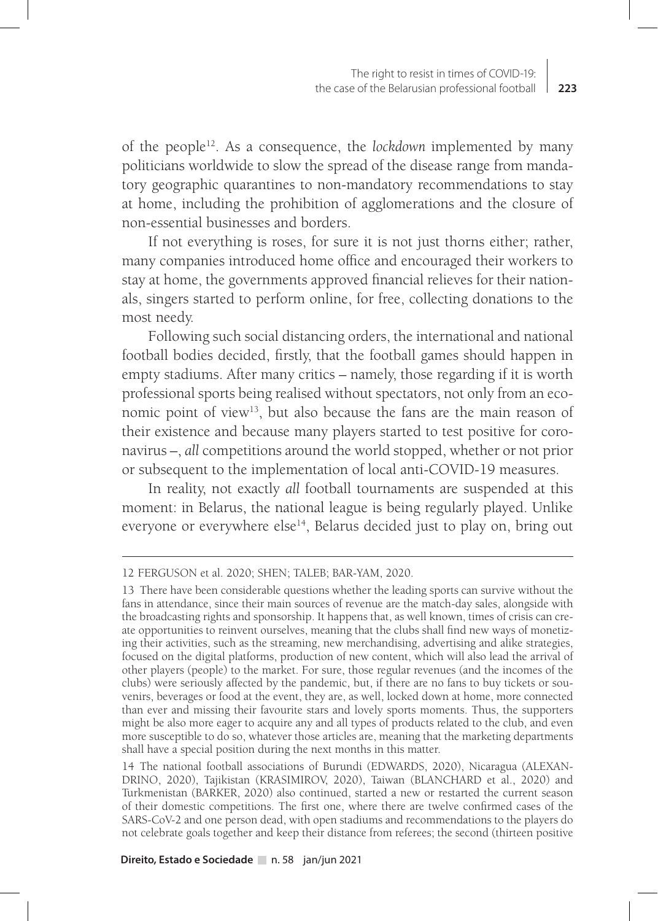of the people[12]. As a consequence, the *lockdown* implemented by many politicians worldwide to slow the spread of the disease range from mandatory geographic quarantines to non-mandatory recommendations to stay at home, including the prohibition of agglomerations and the closure of non-essential businesses and borders.

If not everything is roses, for sure it is not just thorns either; rather, many companies introduced home office and encouraged their workers to stay at home, the governments approved financial relieves for their nationals, singers started to perform online, for free, collecting donations to the most needy.

Following such social distancing orders, the international and national football bodies decided, firstly, that the football games should happen in empty stadiums. After many critics – namely, those regarding if it is worth professional sports being realised without spectators, not only from an economic point of view[13], but also because the fans are the main reason of their existence and because many players started to test positive for coronavirus –, *all* competitions around the world stopped, whether or not prior or subsequent to the implementation of local anti-COVID-19 measures.

In reality, not exactly *all* football tournaments are suspended at this moment: in Belarus, the national league is being regularly played. Unlike everyone or everywhere else[14], Belarus decided just to play on, bring out

---

12 FERGUSON et al. 2020; SHEN; TALEB; BAR-YAM, 2020.

13 There have been considerable questions whether the leading sports can survive without the fans in attendance, since their main sources of revenue are the match-day sales, alongside with the broadcasting rights and sponsorship. It happens that, as well known, times of crisis can create opportunities to reinvent ourselves, meaning that the clubs shall find new ways of monetizing their activities, such as the streaming, new merchandising, advertising and alike strategies, focused on the digital platforms, production of new content, which will also lead the arrival of other players (people) to the market. For sure, those regular revenues (and the incomes of the clubs) were seriously affected by the pandemic, but, if there are no fans to buy tickets or souvenirs, beverages or food at the event, they are, as well, locked down at home, more connected than ever and missing their favourite stars and lovely sports moments. Thus, the supporters might be also more eager to acquire any and all types of products related to the club, and even more susceptible to do so, whatever those articles are, meaning that the marketing departments shall have a special position during the next months in this matter.

14 The national football associations of Burundi (EDWARDS, 2020), Nicaragua (ALEXANDRINO, 2020), Tajikistan (KRASIMIROV, 2020), Taiwan (BLANCHARD et al., 2020) and Turkmenistan (BARKER, 2020) also continued, started a new or restarted the current season of their domestic competitions. The first one, where there are twelve confirmed cases of the SARS-CoV-2 and one person dead, with open stadiums and recommendations to the players do not celebrate goals together and keep their distance from referees; the second (thirteen positive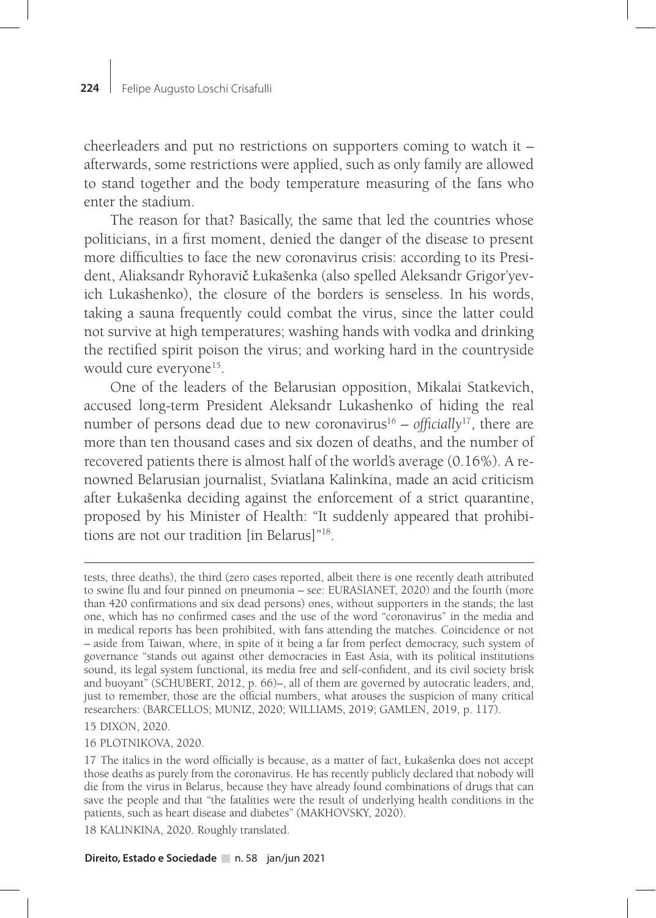cheerleaders and put no restrictions on supporters coming to watch it – afterwards, some restrictions were applied, such as only family are allowed to stand together and the body temperature measuring of the fans who enter the stadium.

The reason for that? Basically, the same that led the countries whose politicians, in a first moment, denied the danger of the disease to present more difficulties to face the new coronavirus crisis: according to its President, Aliaksandr Ryhoravič Łukašenka (also spelled Aleksandr Grigor'yevich Lukashenko), the closure of the borders is senseless. In his words, taking a sauna frequently could combat the virus, since the latter could not survive at high temperatures; washing hands with vodka and drinking the rectified spirit poison the virus; and working hard in the countryside would cure everyone[15].

One of the leaders of the Belarusian opposition, Mikalai Statkevich, accused long-term President Aleksandr Lukashenko of hiding the real number of persons dead due to new coronavirus[16] – *officially*[17], there are more than ten thousand cases and six dozen of deaths, and the number of recovered patients there is almost half of the world's average (0.16%). A renowned Belarusian journalist, Sviatlana Kalinkina, made an acid criticism after Łukašenka deciding against the enforcement of a strict quarantine, proposed by his Minister of Health: "It suddenly appeared that prohibitions are not our tradition [in Belarus]"[18].

---

tests, three deaths), the third (zero cases reported, albeit there is one recently death attributed to swine flu and four pinned on pneumonia – see: EURASIANET, 2020) and the fourth (more than 420 confirmations and six dead persons) ones, without supporters in the stands; the last one, which has no confirmed cases and the use of the word "coronavirus" in the media and in medical reports has been prohibited, with fans attending the matches. Coincidence or not – aside from Taiwan, where, in spite of it being a far from perfect democracy, such system of governance "stands out against other democracies in East Asia, with its political institutions sound, its legal system functional, its media free and self-confident, and its civil society brisk and buoyant" (SCHUBERT, 2012, p. 66)–, all of them are governed by autocratic leaders, and, just to remember, those are the official numbers, what arouses the suspicion of many critical researchers: (BARCELLOS; MUNIZ, 2020; WILLIAMS, 2019; GAMLEN, 2019, p. 117).

15 DIXON, 2020.

16 PLOTNIKOVA, 2020.

17 The italics in the word officially is because, as a matter of fact, Łukašenka does not accept those deaths as purely from the coronavirus. He has recently publicly declared that nobody will die from the virus in Belarus, because they have already found combinations of drugs that can save the people and that "the fatalities were the result of underlying health conditions in the patients, such as heart disease and diabetes" (MAKHOVSKY, 2020).

18 KALINKINA, 2020. Roughly translated.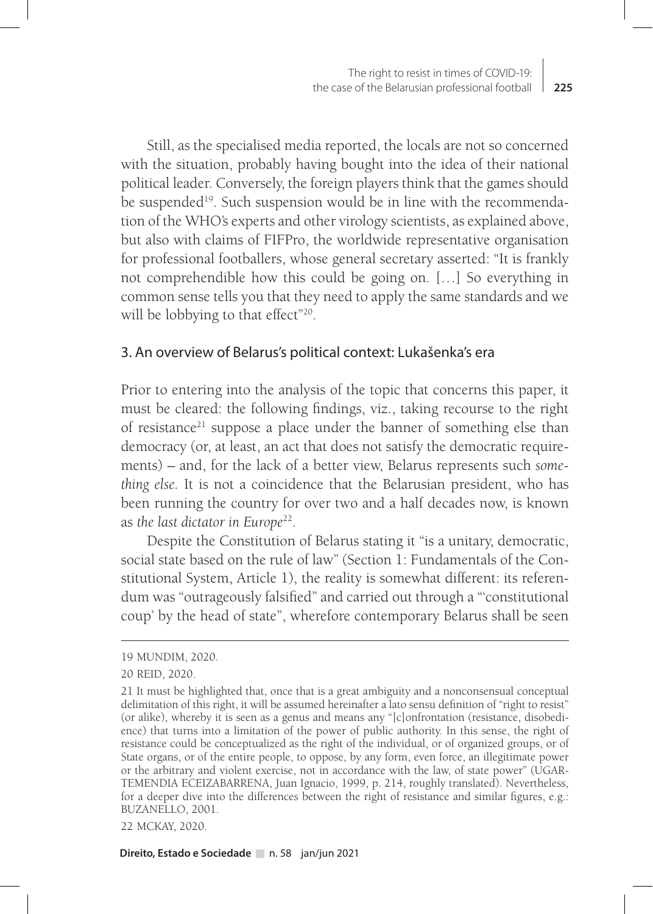Still, as the specialised media reported, the locals are not so concerned with the situation, probably having bought into the idea of their national political leader. Conversely, the foreign players think that the games should be suspended[19]. Such suspension would be in line with the recommendation of the WHO's experts and other virology scientists, as explained above, but also with claims of FIFPro, the worldwide representative organisation for professional footballers, whose general secretary asserted: "It is frankly not comprehendible how this could be going on. […] So everything in common sense tells you that they need to apply the same standards and we will be lobbying to that effect"[20].

## 3. An overview of Belarus's political context: Lukašenka's era

Prior to entering into the analysis of the topic that concerns this paper, it must be cleared: the following findings, viz., taking recourse to the right of resistance[21] suppose a place under the banner of something else than democracy (or, at least, an act that does not satisfy the democratic requirements) – and, for the lack of a better view, Belarus represents such *something else*. It is not a coincidence that the Belarusian president, who has been running the country for over two and a half decades now, is known as *the last dictator in Europe*[22].

Despite the Constitution of Belarus stating it "is a unitary, democratic, social state based on the rule of law" (Section 1: Fundamentals of the Constitutional System, Article 1), the reality is somewhat different: its referendum was "outrageously falsified" and carried out through a "'constitutional coup' by the head of state", wherefore contemporary Belarus shall be seen

---

19 MUNDIM, 2020.

20 REID, 2020.

21 It must be highlighted that, once that is a great ambiguity and a nonconsensual conceptual delimitation of this right, it will be assumed hereinafter a lato sensu definition of "right to resist" (or alike), whereby it is seen as a genus and means any "[c]onfrontation (resistance, disobedience) that turns into a limitation of the power of public authority. In this sense, the right of resistance could be conceptualized as the right of the individual, or of organized groups, or of State organs, or of the entire people, to oppose, by any form, even force, an illegitimate power or the arbitrary and violent exercise, not in accordance with the law, of state power" (UGARTEMENDIA ECEIZABARRENA, Juan Ignacio, 1999, p. 214, roughly translated). Nevertheless, for a deeper dive into the differences between the right of resistance and similar figures, e.g.: BUZANELLO, 2001.

22 MCKAY, 2020.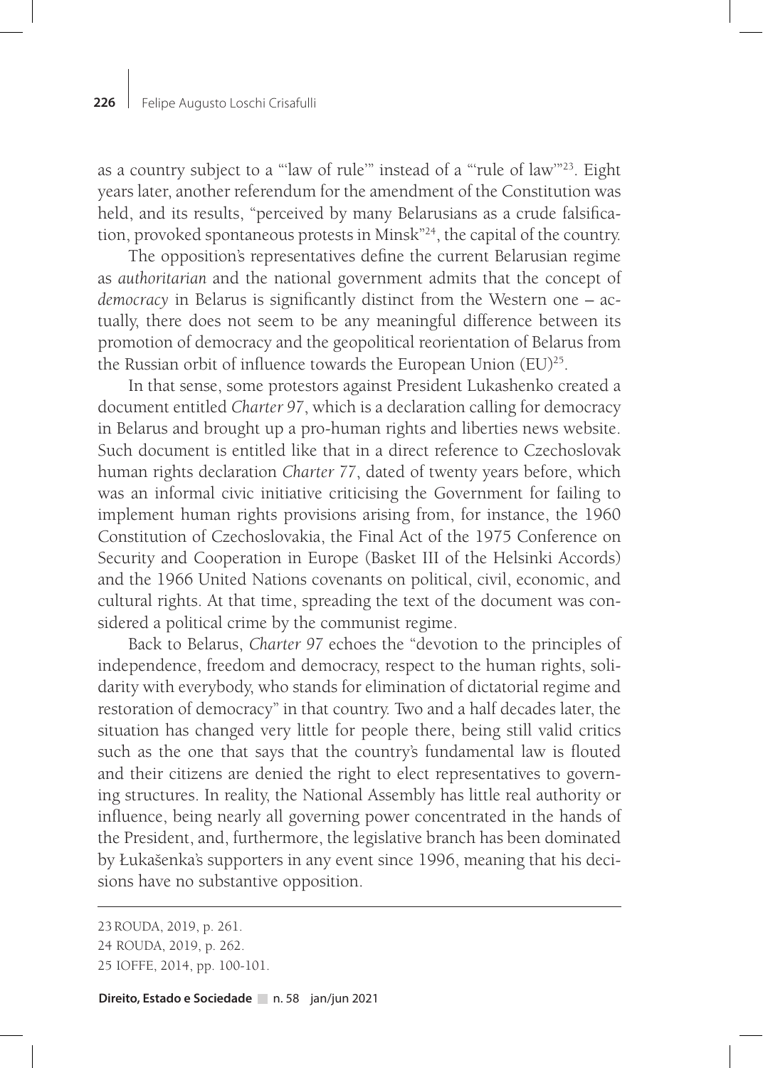as a country subject to a "'law of rule'" instead of a "'rule of law'"[23]. Eight years later, another referendum for the amendment of the Constitution was held, and its results, "perceived by many Belarusians as a crude falsification, provoked spontaneous protests in Minsk"[24], the capital of the country.

The opposition's representatives define the current Belarusian regime as *authoritarian* and the national government admits that the concept of *democracy* in Belarus is significantly distinct from the Western one – actually, there does not seem to be any meaningful difference between its promotion of democracy and the geopolitical reorientation of Belarus from the Russian orbit of influence towards the European Union (EU)[25].

In that sense, some protestors against President Lukashenko created a document entitled *Charter 97*, which is a declaration calling for democracy in Belarus and brought up a pro-human rights and liberties news website. Such document is entitled like that in a direct reference to Czechoslovak human rights declaration *Charter 77*, dated of twenty years before, which was an informal civic initiative criticising the Government for failing to implement human rights provisions arising from, for instance, the 1960 Constitution of Czechoslovakia, the Final Act of the 1975 Conference on Security and Cooperation in Europe (Basket III of the Helsinki Accords) and the 1966 United Nations covenants on political, civil, economic, and cultural rights. At that time, spreading the text of the document was considered a political crime by the communist regime.

Back to Belarus, *Charter 97* echoes the "devotion to the principles of independence, freedom and democracy, respect to the human rights, solidarity with everybody, who stands for elimination of dictatorial regime and restoration of democracy" in that country. Two and a half decades later, the situation has changed very little for people there, being still valid critics such as the one that says that the country's fundamental law is flouted and their citizens are denied the right to elect representatives to governing structures. In reality, the National Assembly has little real authority or influence, being nearly all governing power concentrated in the hands of the President, and, furthermore, the legislative branch has been dominated by Łukašenka's supporters in any event since 1996, meaning that his decisions have no substantive opposition.

---

23 ROUDA, 2019, p. 261.

24 ROUDA, 2019, p. 262.

25 IOFFE, 2014, pp. 100-101.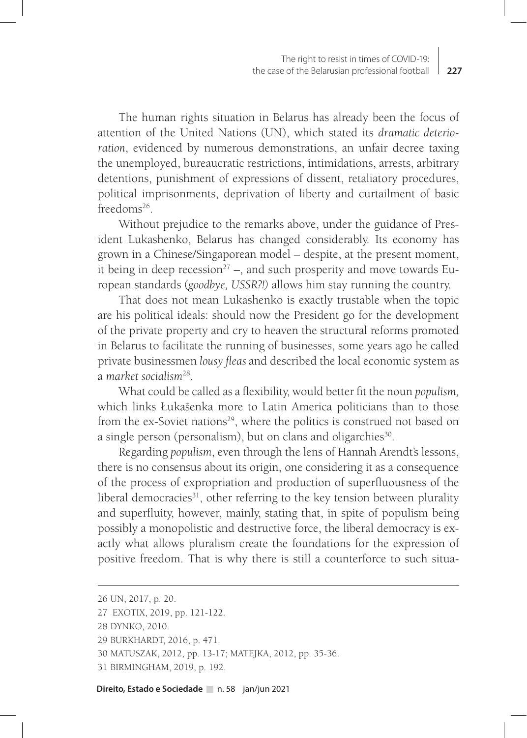The human rights situation in Belarus has already been the focus of attention of the United Nations (UN), which stated its *dramatic deterioration*, evidenced by numerous demonstrations, an unfair decree taxing the unemployed, bureaucratic restrictions, intimidations, arrests, arbitrary detentions, punishment of expressions of dissent, retaliatory procedures, political imprisonments, deprivation of liberty and curtailment of basic freedoms[26].

Without prejudice to the remarks above, under the guidance of President Lukashenko, Belarus has changed considerably. Its economy has grown in a Chinese/Singaporean model – despite, at the present moment, it being in deep recession[27] –, and such prosperity and move towards European standards (*goodbye, USSR?!)* allows him stay running the country.

That does not mean Lukashenko is exactly trustable when the topic are his political ideals: should now the President go for the development of the private property and cry to heaven the structural reforms promoted in Belarus to facilitate the running of businesses, some years ago he called private businessmen *lousy fleas* and described the local economic system as a *market socialism*[28].

What could be called as a flexibility, would better fit the noun *populism,* which links Łukašenka more to Latin America politicians than to those from the ex-Soviet nations[29], where the politics is construed not based on a single person (personalism), but on clans and oligarchies[30].

Regarding *populism*, even through the lens of Hannah Arendt's lessons, there is no consensus about its origin, one considering it as a consequence of the process of expropriation and production of superfluousness of the liberal democracies[31], other referring to the key tension between plurality and superfluity, however, mainly, stating that, in spite of populism being possibly a monopolistic and destructive force, the liberal democracy is exactly what allows pluralism create the foundations for the expression of positive freedom. That is why there is still a counterforce to such situa-

---

26 UN, 2017, p. 20.

27 EXOTIX, 2019, pp. 121-122.

28 DYNKO, 2010.

29 BURKHARDT, 2016, p. 471.

30 MATUSZAK, 2012, pp. 13-17; MATEJKA, 2012, pp. 35-36.

31 BIRMINGHAM, 2019, p. 192.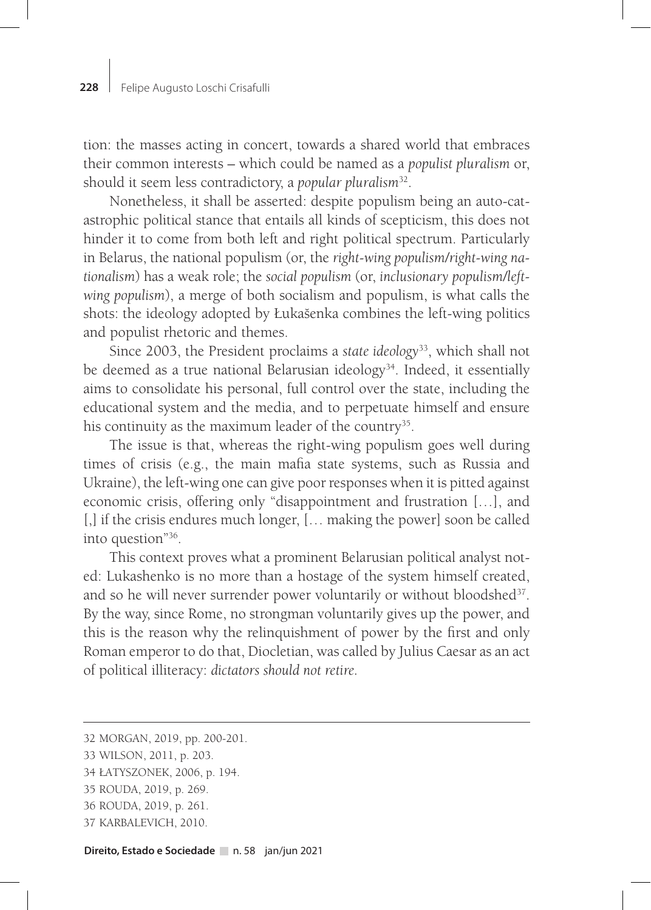tion: the masses acting in concert, towards a shared world that embraces their common interests – which could be named as a *populist pluralism* or, should it seem less contradictory, a *popular pluralism*[32].

Nonetheless, it shall be asserted: despite populism being an auto-catastrophic political stance that entails all kinds of scepticism, this does not hinder it to come from both left and right political spectrum. Particularly in Belarus, the national populism (or, the *right-wing populism/right-wing nationalism*) has a weak role; the *social populism* (or, *inclusionary populism/left-wing populism*), a merge of both socialism and populism, is what calls the shots: the ideology adopted by Łukašenka combines the left-wing politics and populist rhetoric and themes.

Since 2003, the President proclaims a *state ideology*[33], which shall not be deemed as a true national Belarusian ideology[34]. Indeed, it essentially aims to consolidate his personal, full control over the state, including the educational system and the media, and to perpetuate himself and ensure his continuity as the maximum leader of the country[35].

The issue is that, whereas the right-wing populism goes well during times of crisis (e.g., the main mafia state systems, such as Russia and Ukraine), the left-wing one can give poor responses when it is pitted against economic crisis, offering only "disappointment and frustration […], and [,] if the crisis endures much longer, [… making the power] soon be called into question"[36].

This context proves what a prominent Belarusian political analyst noted: Lukashenko is no more than a hostage of the system himself created, and so he will never surrender power voluntarily or without bloodshed[37]. By the way, since Rome, no strongman voluntarily gives up the power, and this is the reason why the relinquishment of power by the first and only Roman emperor to do that, Diocletian, was called by Julius Caesar as an act of political illiteracy: *dictators should not retire*.

---

32 MORGAN, 2019, pp. 200-201.

33 WILSON, 2011, p. 203.

34 ŁATYSZONEK, 2006, p. 194.

35 ROUDA, 2019, p. 269.

36 ROUDA, 2019, p. 261.

37 KARBALEVICH, 2010.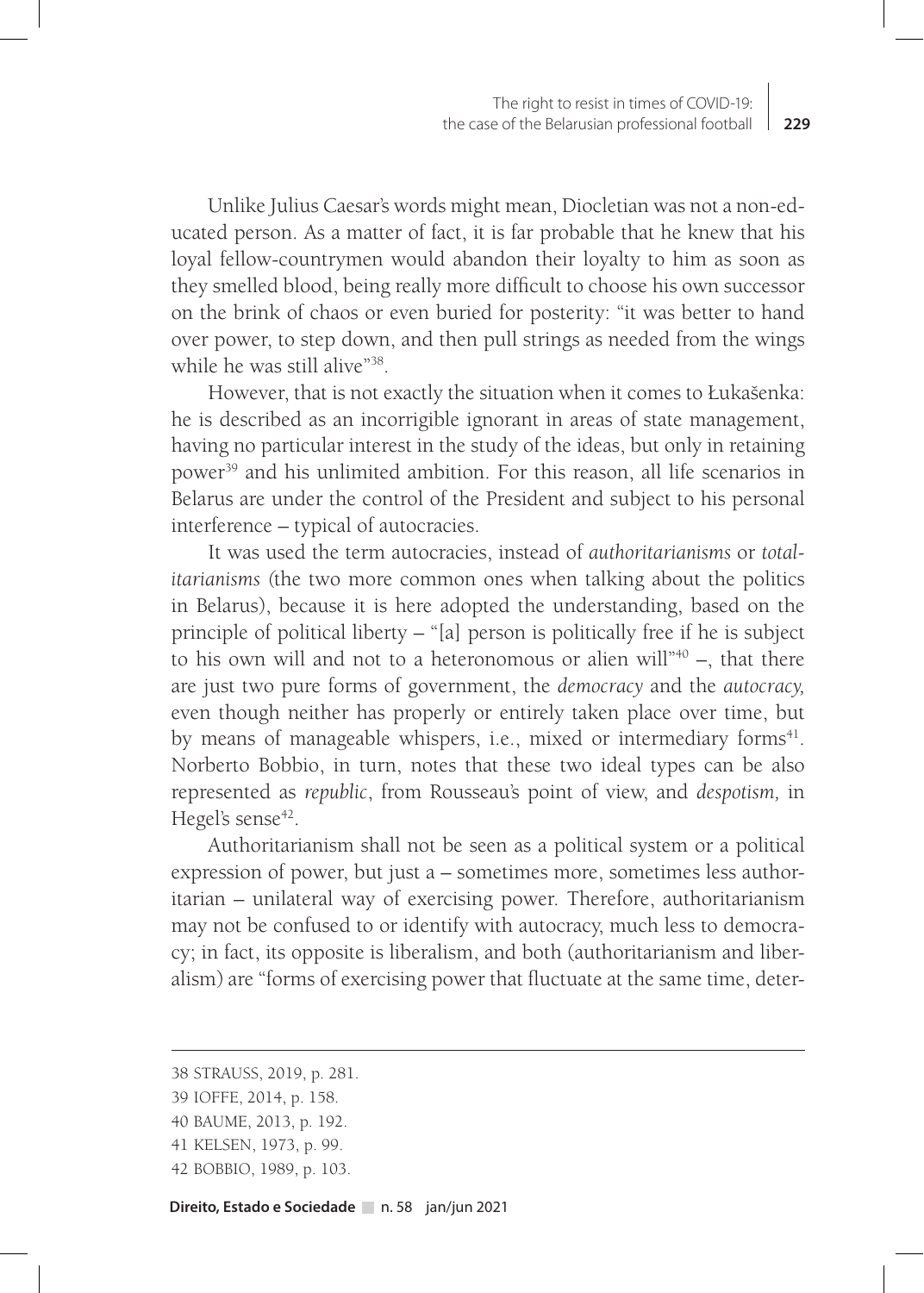Unlike Julius Caesar's words might mean, Diocletian was not a non-educated person. As a matter of fact, it is far probable that he knew that his loyal fellow-countrymen would abandon their loyalty to him as soon as they smelled blood, being really more difficult to choose his own successor on the brink of chaos or even buried for posterity: "it was better to hand over power, to step down, and then pull strings as needed from the wings while he was still alive"[38].

However, that is not exactly the situation when it comes to Łukašenka: he is described as an incorrigible ignorant in areas of state management, having no particular interest in the study of the ideas, but only in retaining power[39] and his unlimited ambition. For this reason, all life scenarios in Belarus are under the control of the President and subject to his personal interference – typical of autocracies.

It was used the term autocracies, instead of *authoritarianisms* or *totalitarianisms* (the two more common ones when talking about the politics in Belarus), because it is here adopted the understanding, based on the principle of political liberty – "[a] person is politically free if he is subject to his own will and not to a heteronomous or alien will"[40] –, that there are just two pure forms of government, the *democracy* and the *autocracy,* even though neither has properly or entirely taken place over time, but by means of manageable whispers, i.e., mixed or intermediary forms[41]. Norberto Bobbio, in turn, notes that these two ideal types can be also represented as *republic*, from Rousseau's point of view, and *despotism,* in Hegel's sense[42].

Authoritarianism shall not be seen as a political system or a political expression of power, but just a – sometimes more, sometimes less authoritarian – unilateral way of exercising power. Therefore, authoritarianism may not be confused to or identify with autocracy, much less to democracy; in fact, its opposite is liberalism, and both (authoritarianism and liberalism) are "forms of exercising power that fluctuate at the same time, deter-

---

38 STRAUSS, 2019, p. 281.

39 IOFFE, 2014, p. 158.

40 BAUME, 2013, p. 192.

41 KELSEN, 1973, p. 99.

42 BOBBIO, 1989, p. 103.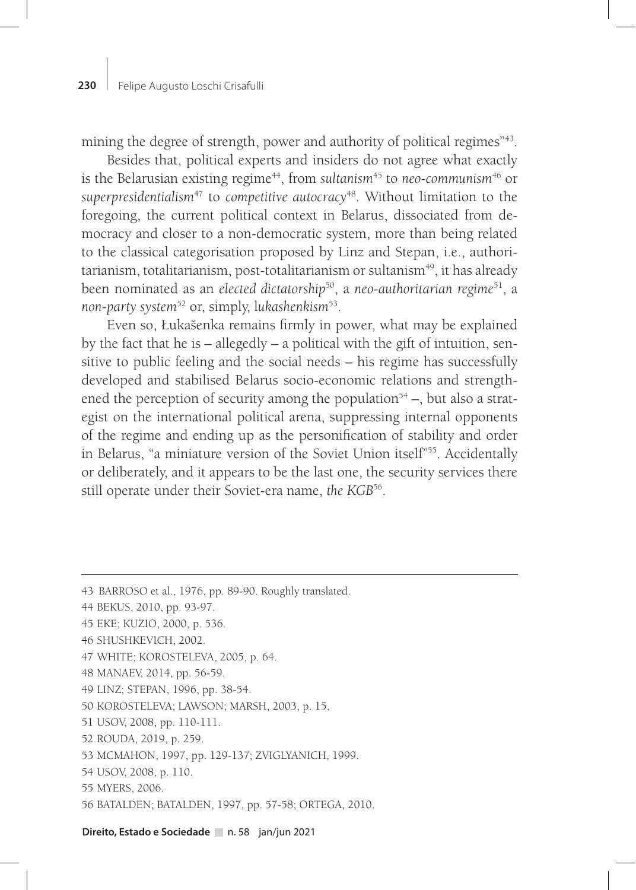mining the degree of strength, power and authority of political regimes"[43].

Besides that, political experts and insiders do not agree what exactly is the Belarusian existing regime[44], from *sultanism*[45] to *neo-communism*[46] or *superpresidentialism*[47] to *competitive autocracy*[48]. Without limitation to the foregoing, the current political context in Belarus, dissociated from democracy and closer to a non-democratic system, more than being related to the classical categorisation proposed by Linz and Stepan, i.e., authoritarianism, totalitarianism, post-totalitarianism or sultanism[49], it has already been nominated as an *elected dictatorship*[50], a *neo-authoritarian regime*[51], a *non-party system*[52] or, simply, l*ukashenkism*[53].

Even so, Łukašenka remains firmly in power, what may be explained by the fact that he is – allegedly – a political with the gift of intuition, sensitive to public feeling and the social needs – his regime has successfully developed and stabilised Belarus socio-economic relations and strengthened the perception of security among the population[54] –, but also a strategist on the international political arena, suppressing internal opponents of the regime and ending up as the personification of stability and order in Belarus, "a miniature version of the Soviet Union itself"[55]. Accidentally or deliberately, and it appears to be the last one, the security services there still operate under their Soviet-era name, *the KGB*[56].

---

43 BARROSO et al., 1976, pp. 89-90. Roughly translated.

44 BEKUS, 2010, pp. 93-97.

45 EKE; KUZIO, 2000, p. 536.

46 SHUSHKEVICH, 2002.

47 WHITE; KOROSTELEVA, 2005, p. 64.

48 MANAEV, 2014, pp. 56-59.

49 LINZ; STEPAN, 1996, pp. 38-54.

50 KOROSTELEVA; LAWSON; MARSH, 2003, p. 15.

51 USOV, 2008, pp. 110-111.

52 ROUDA, 2019, p. 259.

53 MCMAHON, 1997, pp. 129-137; ZVIGLYANICH, 1999.

54 USOV, 2008, p. 110.

55 MYERS, 2006.

56 BATALDEN; BATALDEN, 1997, pp. 57-58; ORTEGA, 2010.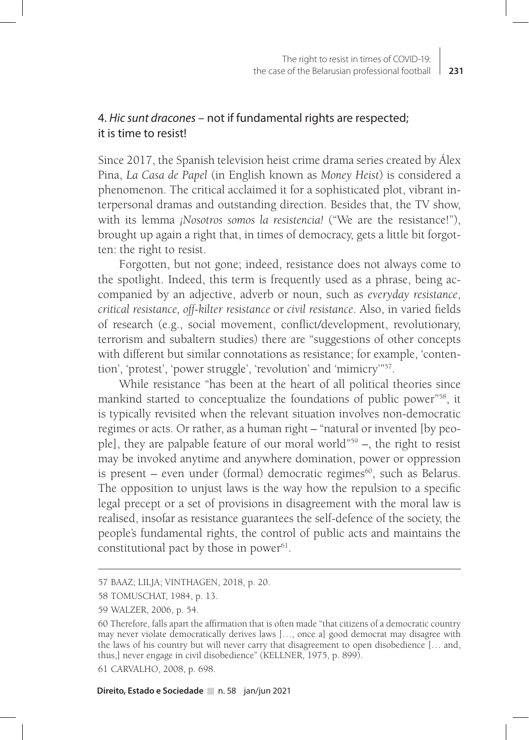## 4. *Hic sunt dracones* – not if fundamental rights are respected; it is time to resist!

Since 2017, the Spanish television heist crime drama series created by Álex Pina, *La Casa de Papel* (in English known as *Money Heist*) is considered a phenomenon. The critical acclaimed it for a sophisticated plot, vibrant interpersonal dramas and outstanding direction. Besides that, the TV show, with its lemma *¡Nosotros somos la resistencia!* ("We are the resistance!"), brought up again a right that, in times of democracy, gets a little bit forgotten: the right to resist.

Forgotten, but not gone; indeed, resistance does not always come to the spotlight. Indeed, this term is frequently used as a phrase, being accompanied by an adjective, adverb or noun, such as *everyday resistance*, *critical resistance, off-kilter resistance* or *civil resistance*. Also, in varied fields of research (e.g., social movement, conflict/development, revolutionary, terrorism and subaltern studies) there are "suggestions of other concepts with different but similar connotations as resistance; for example, 'contention', 'protest', 'power struggle', 'revolution' and 'mimicry'"[57].

While resistance "has been at the heart of all political theories since mankind started to conceptualize the foundations of public power"[58], it is typically revisited when the relevant situation involves non-democratic regimes or acts. Or rather, as a human right – "natural or invented [by people], they are palpable feature of our moral world"[59] –, the right to resist may be invoked anytime and anywhere domination, power or oppression is present – even under (formal) democratic regimes[60], such as Belarus. The opposition to unjust laws is the way how the repulsion to a specific legal precept or a set of provisions in disagreement with the moral law is realised, insofar as resistance guarantees the self-defence of the society, the people's fundamental rights, the control of public acts and maintains the constitutional pact by those in power[61].

---

57 BAAZ; LILJA; VINTHAGEN, 2018, p. 20.

58 TOMUSCHAT, 1984, p. 13.

59 WALZER, 2006, p. 54.

60 Therefore, falls apart the affirmation that is often made "that citizens of a democratic country may never violate democratically derives laws [..., once a] good democrat may disagree with the laws of his country but will never carry that disagreement to open disobedience [... and, thus,] never engage in civil disobedience" (KELLNER, 1975, p. 899).

61 CARVALHO, 2008, p. 698.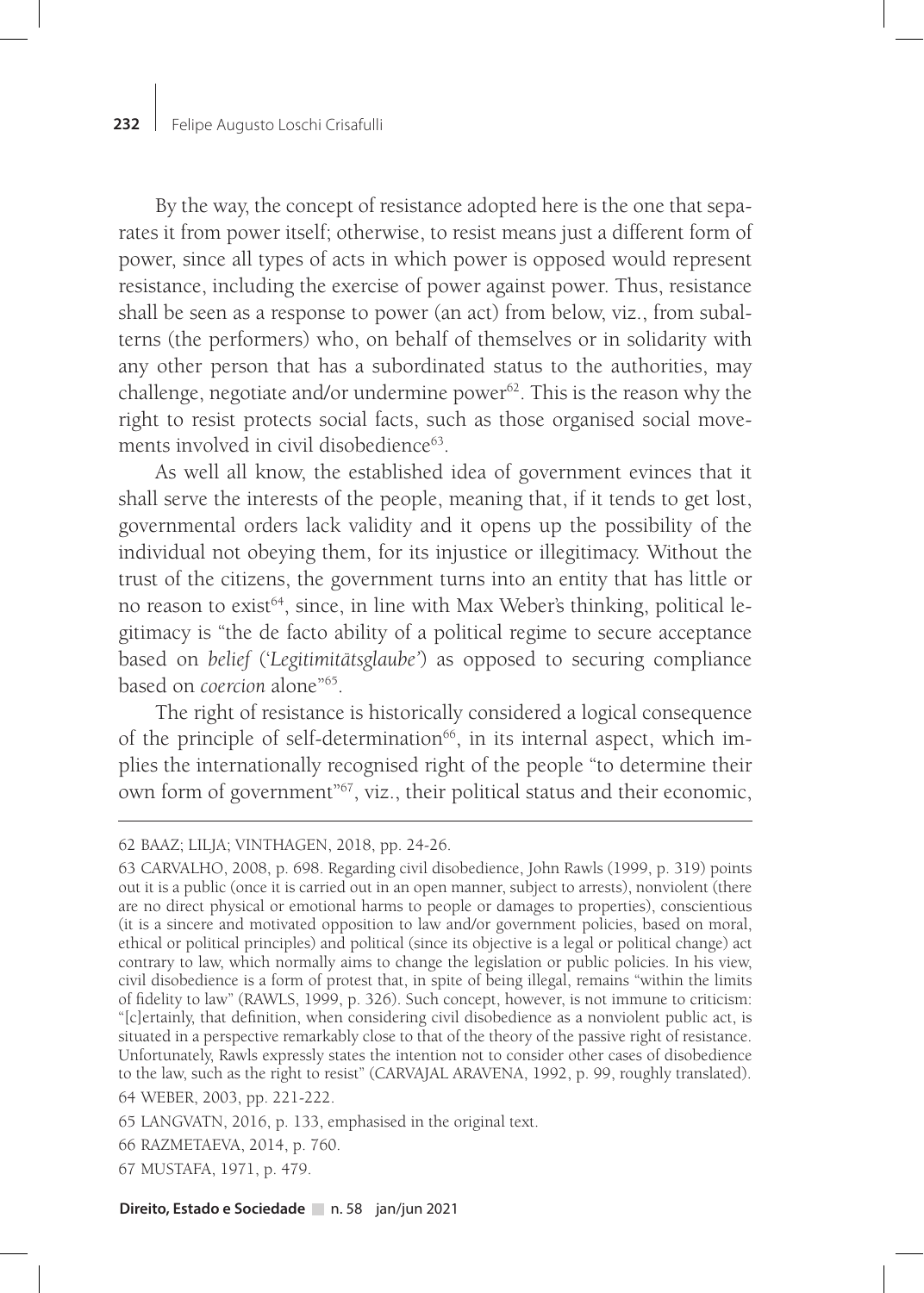By the way, the concept of resistance adopted here is the one that separates it from power itself; otherwise, to resist means just a different form of power, since all types of acts in which power is opposed would represent resistance, including the exercise of power against power. Thus, resistance shall be seen as a response to power (an act) from below, viz., from subalterns (the performers) who, on behalf of themselves or in solidarity with any other person that has a subordinated status to the authorities, may challenge, negotiate and/or undermine power[62]. This is the reason why the right to resist protects social facts, such as those organised social movements involved in civil disobedience[63].

As well all know, the established idea of government evinces that it shall serve the interests of the people, meaning that, if it tends to get lost, governmental orders lack validity and it opens up the possibility of the individual not obeying them, for its injustice or illegitimacy. Without the trust of the citizens, the government turns into an entity that has little or no reason to exist[64], since, in line with Max Weber's thinking, political legitimacy is "the de facto ability of a political regime to secure acceptance based on *belief* ('*Legitimitätsglaube'*) as opposed to securing compliance based on *coercion* alone"[65].

The right of resistance is historically considered a logical consequence of the principle of self-determination[66], in its internal aspect, which implies the internationally recognised right of the people "to determine their own form of government"[67], viz., their political status and their economic,

---

62 BAAZ; LILJA; VINTHAGEN, 2018, pp. 24-26.

63 CARVALHO, 2008, p. 698. Regarding civil disobedience, John Rawls (1999, p. 319) points out it is a public (once it is carried out in an open manner, subject to arrests), nonviolent (there are no direct physical or emotional harms to people or damages to properties), conscientious (it is a sincere and motivated opposition to law and/or government policies, based on moral, ethical or political principles) and political (since its objective is a legal or political change) act contrary to law, which normally aims to change the legislation or public policies. In his view, civil disobedience is a form of protest that, in spite of being illegal, remains "within the limits of fidelity to law" (RAWLS, 1999, p. 326). Such concept, however, is not immune to criticism: "[c]ertainly, that definition, when considering civil disobedience as a nonviolent public act, is situated in a perspective remarkably close to that of the theory of the passive right of resistance. Unfortunately, Rawls expressly states the intention not to consider other cases of disobedience to the law, such as the right to resist" (CARVAJAL ARAVENA, 1992, p. 99, roughly translated).

64 WEBER, 2003, pp. 221-222.

65 LANGVATN, 2016, p. 133, emphasised in the original text.

66 RAZMETAEVA, 2014, p. 760.

67 MUSTAFA, 1971, p. 479.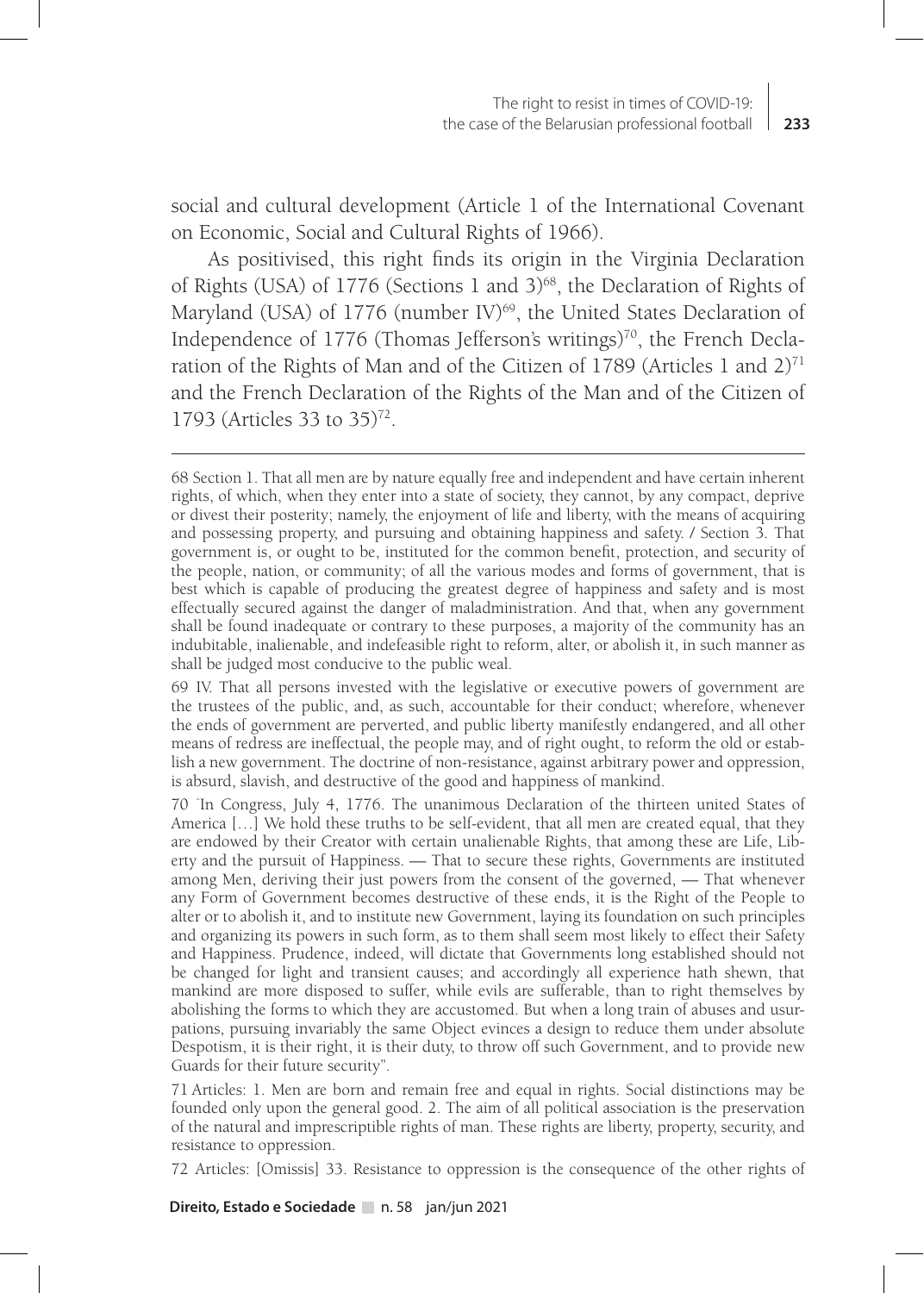social and cultural development (Article 1 of the International Covenant on Economic, Social and Cultural Rights of 1966).

As positivised, this right finds its origin in the Virginia Declaration of Rights (USA) of 1776 (Sections 1 and 3)[68], the Declaration of Rights of Maryland (USA) of 1776 (number IV)[69], the United States Declaration of Independence of 1776 (Thomas Jefferson's writings)[70], the French Declaration of the Rights of Man and of the Citizen of 1789 (Articles 1 and 2)[71] and the French Declaration of the Rights of the Man and of the Citizen of 1793 (Articles 33 to 35)[72].

---

68 Section 1. That all men are by nature equally free and independent and have certain inherent rights, of which, when they enter into a state of society, they cannot, by any compact, deprive or divest their posterity; namely, the enjoyment of life and liberty, with the means of acquiring and possessing property, and pursuing and obtaining happiness and safety. / Section 3. That government is, or ought to be, instituted for the common benefit, protection, and security of the people, nation, or community; of all the various modes and forms of government, that is best which is capable of producing the greatest degree of happiness and safety and is most effectually secured against the danger of maladministration. And that, when any government shall be found inadequate or contrary to these purposes, a majority of the community has an indubitable, inalienable, and indefeasible right to reform, alter, or abolish it, in such manner as shall be judged most conducive to the public weal.

69 IV. That all persons invested with the legislative or executive powers of government are the trustees of the public, and, as such, accountable for their conduct; wherefore, whenever the ends of government are perverted, and public liberty manifestly endangered, and all other means of redress are ineffectual, the people may, and of right ought, to reform the old or establish a new government. The doctrine of non-resistance, against arbitrary power and oppression, is absurd, slavish, and destructive of the good and happiness of mankind.

70 "In Congress, July 4, 1776. The unanimous Declaration of the thirteen united States of America […] We hold these truths to be self-evident, that all men are created equal, that they are endowed by their Creator with certain unalienable Rights, that among these are Life, Liberty and the pursuit of Happiness. — That to secure these rights, Governments are instituted among Men, deriving their just powers from the consent of the governed, — That whenever any Form of Government becomes destructive of these ends, it is the Right of the People to alter or to abolish it, and to institute new Government, laying its foundation on such principles and organizing its powers in such form, as to them shall seem most likely to effect their Safety and Happiness. Prudence, indeed, will dictate that Governments long established should not be changed for light and transient causes; and accordingly all experience hath shewn, that mankind are more disposed to suffer, while evils are sufferable, than to right themselves by abolishing the forms to which they are accustomed. But when a long train of abuses and usurpations, pursuing invariably the same Object evinces a design to reduce them under absolute Despotism, it is their right, it is their duty, to throw off such Government, and to provide new Guards for their future security".

71 Articles: 1. Men are born and remain free and equal in rights. Social distinctions may be founded only upon the general good. 2. The aim of all political association is the preservation of the natural and imprescriptible rights of man. These rights are liberty, property, security, and resistance to oppression.

72 Articles: [Omissis] 33. Resistance to oppression is the consequence of the other rights of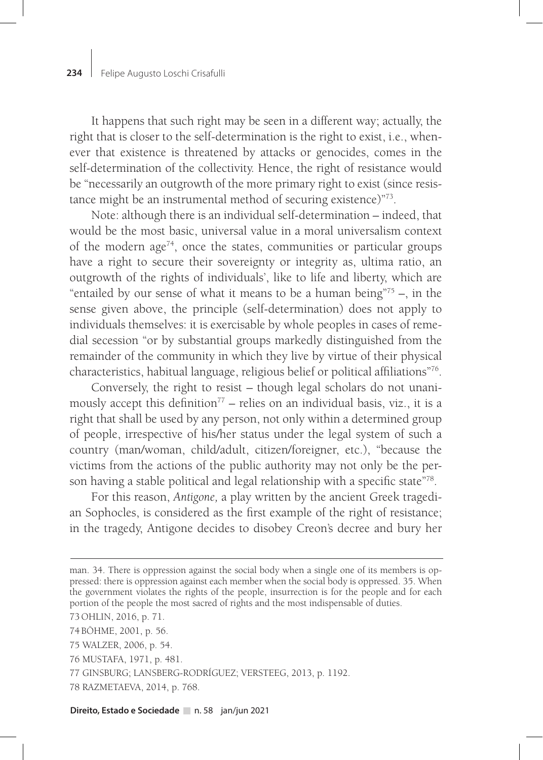It happens that such right may be seen in a different way; actually, the right that is closer to the self-determination is the right to exist, i.e., whenever that existence is threatened by attacks or genocides, comes in the self-determination of the collectivity. Hence, the right of resistance would be "necessarily an outgrowth of the more primary right to exist (since resistance might be an instrumental method of securing existence)"[73].

Note: although there is an individual self-determination – indeed, that would be the most basic, universal value in a moral universalism context of the modern age[74], once the states, communities or particular groups have a right to secure their sovereignty or integrity as, ultima ratio, an outgrowth of the rights of individuals', like to life and liberty, which are "entailed by our sense of what it means to be a human being"[75] –, in the sense given above, the principle (self-determination) does not apply to individuals themselves: it is exercisable by whole peoples in cases of remedial secession "or by substantial groups markedly distinguished from the remainder of the community in which they live by virtue of their physical characteristics, habitual language, religious belief or political affiliations"[76].

Conversely, the right to resist – though legal scholars do not unanimously accept this definition[77] – relies on an individual basis, viz., it is a right that shall be used by any person, not only within a determined group of people, irrespective of his/her status under the legal system of such a country (man/woman, child/adult, citizen/foreigner, etc.), "because the victims from the actions of the public authority may not only be the person having a stable political and legal relationship with a specific state"[78].

For this reason, *Antigone,* a play written by the ancient Greek tragedian Sophocles, is considered as the first example of the right of resistance; in the tragedy, Antigone decides to disobey Creon's decree and bury her

---

man. 34. There is oppression against the social body when a single one of its members is oppressed: there is oppression against each member when the social body is oppressed. 35. When the government violates the rights of the people, insurrection is for the people and for each portion of the people the most sacred of rights and the most indispensable of duties.

73 OHLIN, 2016, p. 71.

74 BÖHME, 2001, p. 56.

75 WALZER, 2006, p. 54.

76 MUSTAFA, 1971, p. 481.

77 GINSBURG; LANSBERG-RODRÍGUEZ; VERSTEEG, 2013, p. 1192.

78 RAZMETAEVA, 2014, p. 768.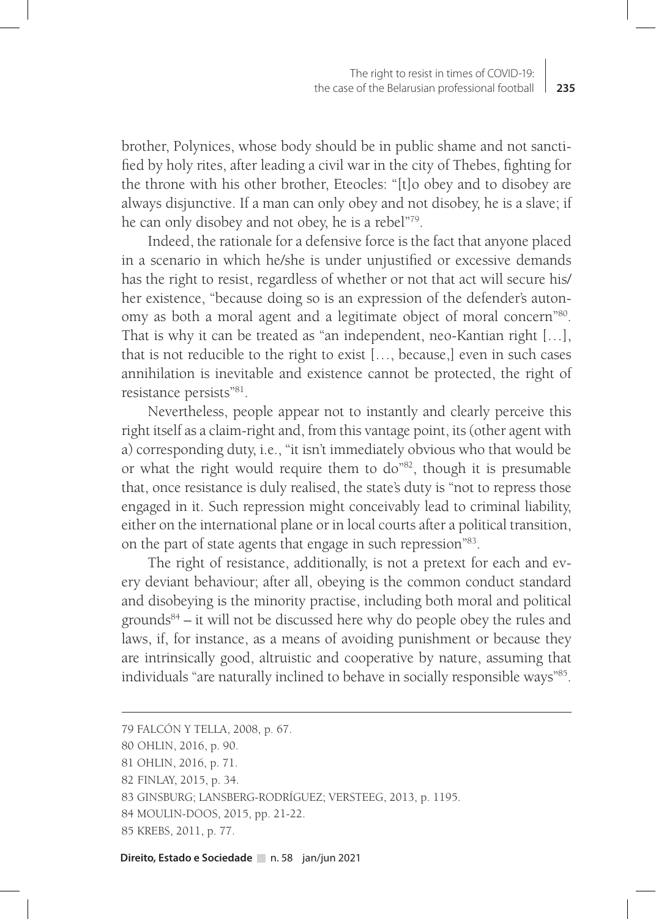brother, Polynices, whose body should be in public shame and not sanctified by holy rites, after leading a civil war in the city of Thebes, fighting for the throne with his other brother, Eteocles: "[t]o obey and to disobey are always disjunctive. If a man can only obey and not disobey, he is a slave; if he can only disobey and not obey, he is a rebel"[79].

Indeed, the rationale for a defensive force is the fact that anyone placed in a scenario in which he/she is under unjustified or excessive demands has the right to resist, regardless of whether or not that act will secure his/her existence, "because doing so is an expression of the defender's autonomy as both a moral agent and a legitimate object of moral concern"[80]. That is why it can be treated as "an independent, neo-Kantian right [...], that is not reducible to the right to exist [..., because,] even in such cases annihilation is inevitable and existence cannot be protected, the right of resistance persists"[81].

Nevertheless, people appear not to instantly and clearly perceive this right itself as a claim-right and, from this vantage point, its (other agent with a) corresponding duty, i.e., "it isn't immediately obvious who that would be or what the right would require them to do"[82], though it is presumable that, once resistance is duly realised, the state's duty is "not to repress those engaged in it. Such repression might conceivably lead to criminal liability, either on the international plane or in local courts after a political transition, on the part of state agents that engage in such repression"[83].

The right of resistance, additionally, is not a pretext for each and every deviant behaviour; after all, obeying is the common conduct standard and disobeying is the minority practise, including both moral and political grounds[84] – it will not be discussed here why do people obey the rules and laws, if, for instance, as a means of avoiding punishment or because they are intrinsically good, altruistic and cooperative by nature, assuming that individuals "are naturally inclined to behave in socially responsible ways"[85].

---

79 FALCÓN Y TELLA, 2008, p. 67.

80 OHLIN, 2016, p. 90.

81 OHLIN, 2016, p. 71.

82 FINLAY, 2015, p. 34.

83 GINSBURG; LANSBERG-RODRÍGUEZ; VERSTEEG, 2013, p. 1195.

84 MOULIN-DOOS, 2015, pp. 21-22.

85 KREBS, 2011, p. 77.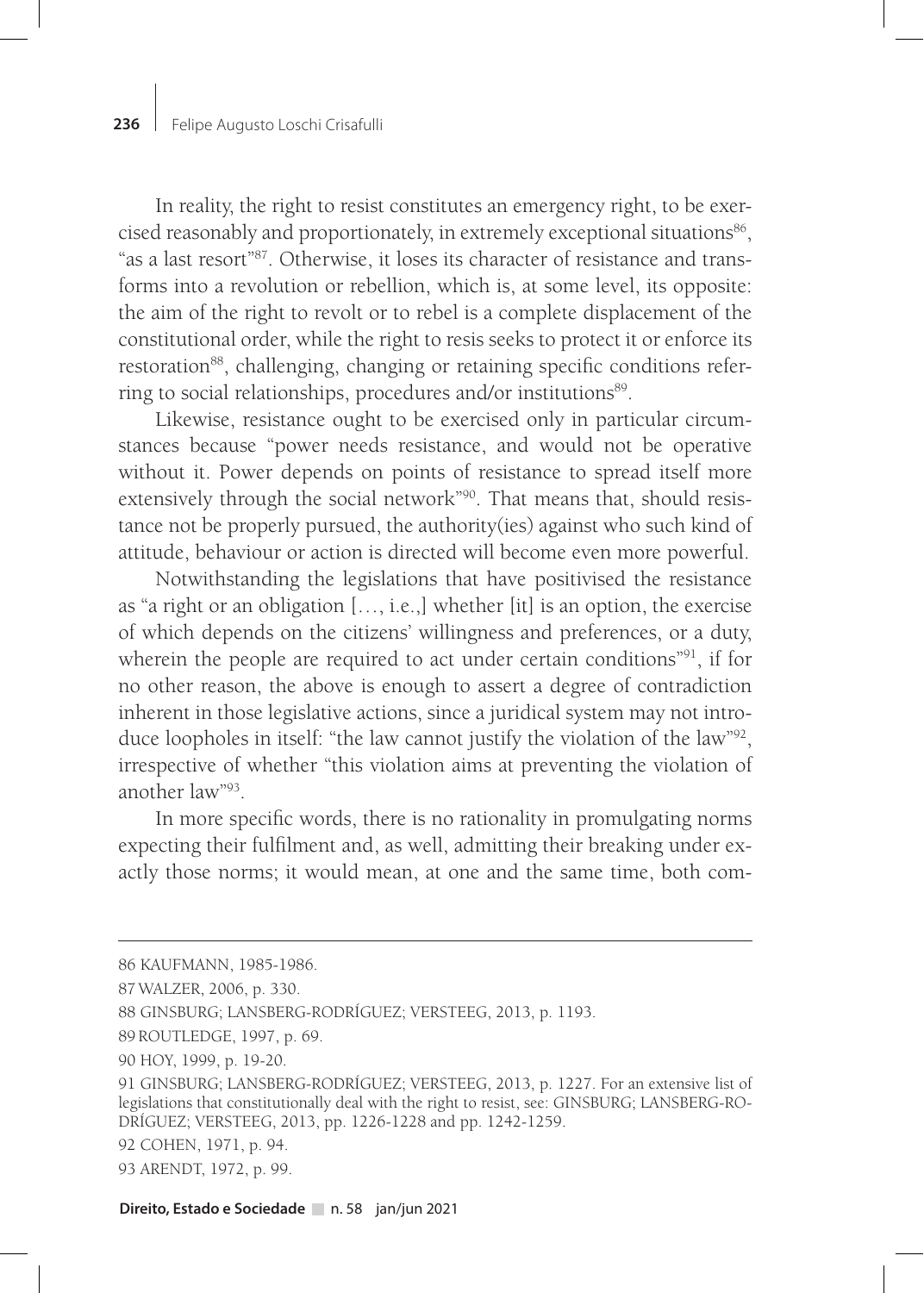In reality, the right to resist constitutes an emergency right, to be exercised reasonably and proportionately, in extremely exceptional situations[86], "as a last resort"[87]. Otherwise, it loses its character of resistance and transforms into a revolution or rebellion, which is, at some level, its opposite: the aim of the right to revolt or to rebel is a complete displacement of the constitutional order, while the right to resis seeks to protect it or enforce its restoration[88], challenging, changing or retaining specific conditions referring to social relationships, procedures and/or institutions[89].

Likewise, resistance ought to be exercised only in particular circumstances because "power needs resistance, and would not be operative without it. Power depends on points of resistance to spread itself more extensively through the social network"[90]. That means that, should resistance not be properly pursued, the authority(ies) against who such kind of attitude, behaviour or action is directed will become even more powerful.

Notwithstanding the legislations that have positivised the resistance as "a right or an obligation […, i.e.,] whether [it] is an option, the exercise of which depends on the citizens' willingness and preferences, or a duty, wherein the people are required to act under certain conditions"[91], if for no other reason, the above is enough to assert a degree of contradiction inherent in those legislative actions, since a juridical system may not introduce loopholes in itself: "the law cannot justify the violation of the law"[92], irrespective of whether "this violation aims at preventing the violation of another law"[93].

In more specific words, there is no rationality in promulgating norms expecting their fulfilment and, as well, admitting their breaking under exactly those norms; it would mean, at one and the same time, both com-

---

86 KAUFMANN, 1985-1986.

87 WALZER, 2006, p. 330.

88 GINSBURG; LANSBERG-RODRÍGUEZ; VERSTEEG, 2013, p. 1193.

89 ROUTLEDGE, 1997, p. 69.

90 HOY, 1999, p. 19-20.

91 GINSBURG; LANSBERG-RODRÍGUEZ; VERSTEEG, 2013, p. 1227. For an extensive list of legislations that constitutionally deal with the right to resist, see: GINSBURG; LANSBERG-RODRÍGUEZ; VERSTEEG, 2013, pp. 1226-1228 and pp. 1242-1259.

92 COHEN, 1971, p. 94.

93 ARENDT, 1972, p. 99.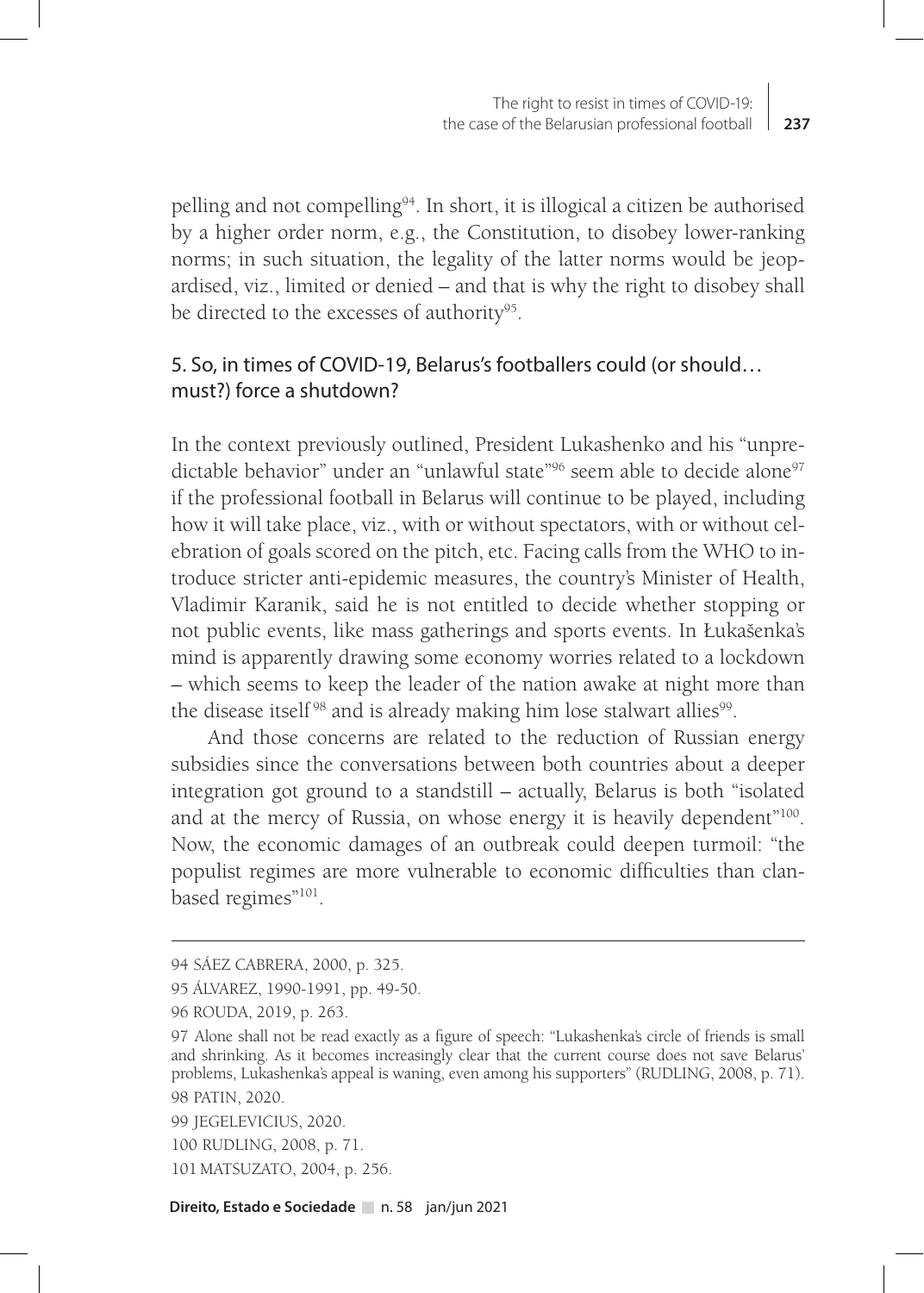pelling and not compelling[94]. In short, it is illogical a citizen be authorised by a higher order norm, e.g., the Constitution, to disobey lower-ranking norms; in such situation, the legality of the latter norms would be jeopardised, viz., limited or denied – and that is why the right to disobey shall be directed to the excesses of authority[95].

## 5. So, in times of COVID-19, Belarus's footballers could (or should… must?) force a shutdown?

In the context previously outlined, President Lukashenko and his "unpredictable behavior" under an "unlawful state"[96] seem able to decide alone[97] if the professional football in Belarus will continue to be played, including how it will take place, viz., with or without spectators, with or without celebration of goals scored on the pitch, etc. Facing calls from the WHO to introduce stricter anti-epidemic measures, the country's Minister of Health, Vladimir Karanik, said he is not entitled to decide whether stopping or not public events, like mass gatherings and sports events. In Łukašenka's mind is apparently drawing some economy worries related to a lockdown – which seems to keep the leader of the nation awake at night more than the disease itself[98] and is already making him lose stalwart allies[99].

And those concerns are related to the reduction of Russian energy subsidies since the conversations between both countries about a deeper integration got ground to a standstill – actually, Belarus is both "isolated and at the mercy of Russia, on whose energy it is heavily dependent"[100]. Now, the economic damages of an outbreak could deepen turmoil: "the populist regimes are more vulnerable to economic difficulties than clan-based regimes"[101].

---

94 SÁEZ CABRERA, 2000, p. 325.

95 ÁLVAREZ, 1990-1991, pp. 49-50.

96 ROUDA, 2019, p. 263.

97 Alone shall not be read exactly as a figure of speech: "Lukashenka's circle of friends is small and shrinking. As it becomes increasingly clear that the current course does not save Belarus' problems, Lukashenka's appeal is waning, even among his supporters" (RUDLING, 2008, p. 71).

98 PATIN, 2020.

99 JEGELEVICIUS, 2020.

100 RUDLING, 2008, p. 71.

101 MATSUZATO, 2004, p. 256.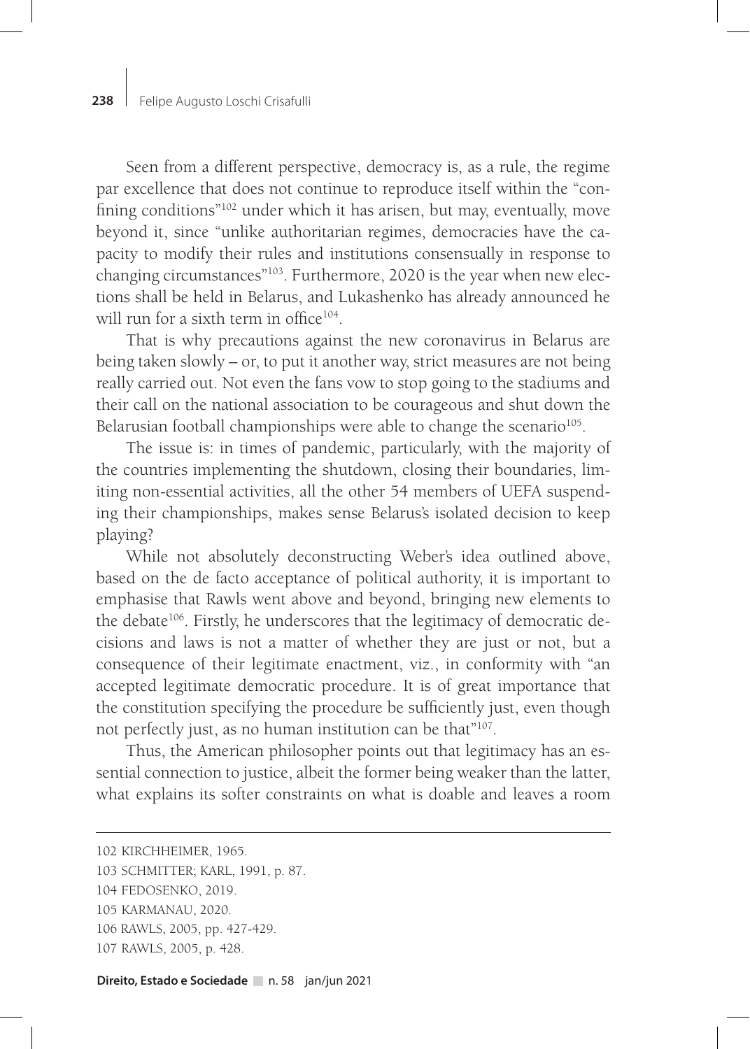Seen from a different perspective, democracy is, as a rule, the regime par excellence that does not continue to reproduce itself within the "confining conditions"[102] under which it has arisen, but may, eventually, move beyond it, since "unlike authoritarian regimes, democracies have the capacity to modify their rules and institutions consensually in response to changing circumstances"[103]. Furthermore, 2020 is the year when new elections shall be held in Belarus, and Lukashenko has already announced he will run for a sixth term in office[104].

That is why precautions against the new coronavirus in Belarus are being taken slowly – or, to put it another way, strict measures are not being really carried out. Not even the fans vow to stop going to the stadiums and their call on the national association to be courageous and shut down the Belarusian football championships were able to change the scenario[105].

The issue is: in times of pandemic, particularly, with the majority of the countries implementing the shutdown, closing their boundaries, limiting non-essential activities, all the other 54 members of UEFA suspending their championships, makes sense Belarus's isolated decision to keep playing?

While not absolutely deconstructing Weber's idea outlined above, based on the de facto acceptance of political authority, it is important to emphasise that Rawls went above and beyond, bringing new elements to the debate[106]. Firstly, he underscores that the legitimacy of democratic decisions and laws is not a matter of whether they are just or not, but a consequence of their legitimate enactment, viz., in conformity with "an accepted legitimate democratic procedure. It is of great importance that the constitution specifying the procedure be sufficiently just, even though not perfectly just, as no human institution can be that"[107].

Thus, the American philosopher points out that legitimacy has an essential connection to justice, albeit the former being weaker than the latter, what explains its softer constraints on what is doable and leaves a room

---

102 KIRCHHEIMER, 1965.

103 SCHMITTER; KARL, 1991, p. 87.

104 FEDOSENKO, 2019.

105 KARMANAU, 2020.

106 RAWLS, 2005, pp. 427-429.

107 RAWLS, 2005, p. 428.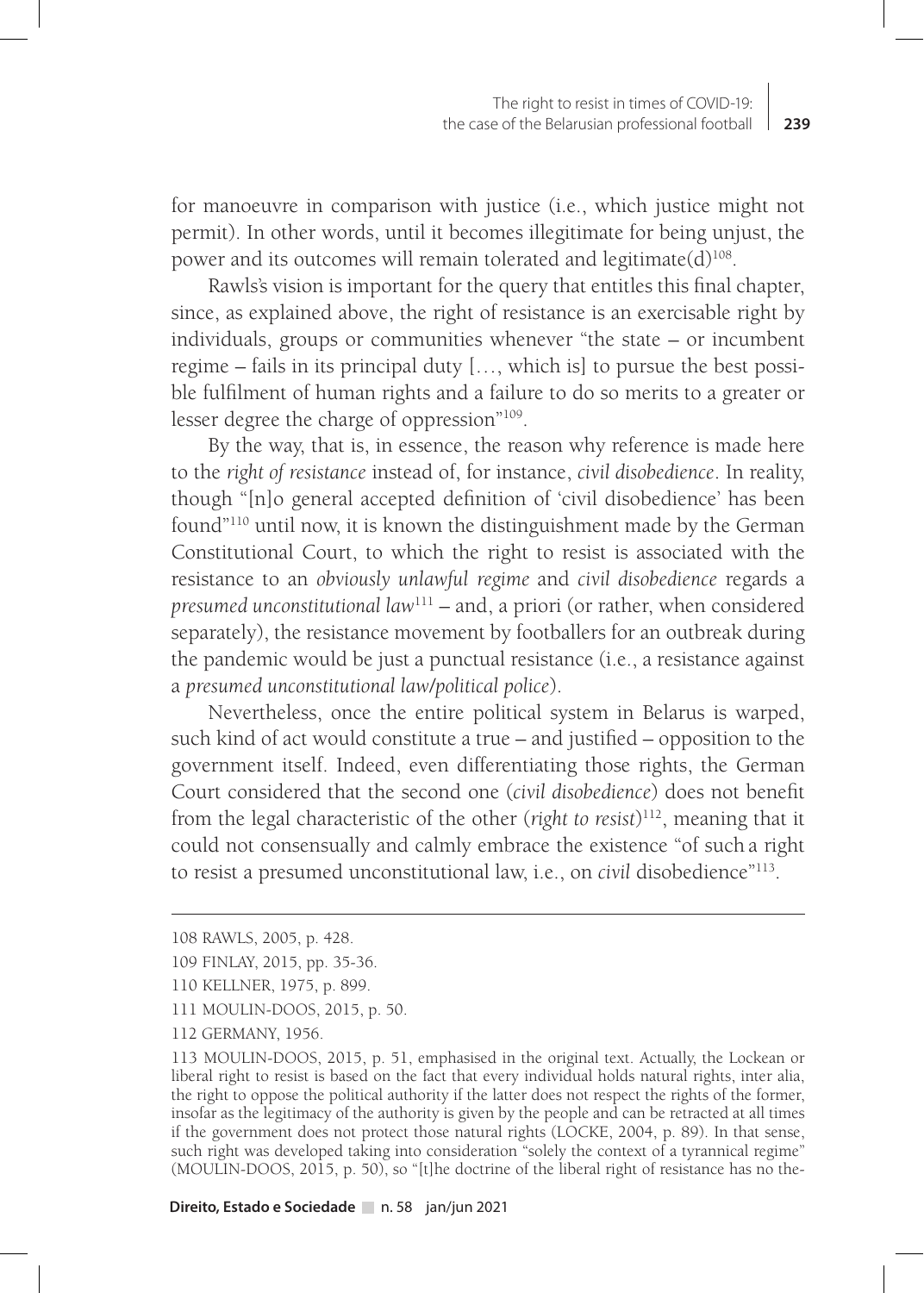for manoeuvre in comparison with justice (i.e., which justice might not permit). In other words, until it becomes illegitimate for being unjust, the power and its outcomes will remain tolerated and legitimate(d)[108].

Rawls's vision is important for the query that entitles this final chapter, since, as explained above, the right of resistance is an exercisable right by individuals, groups or communities whenever "the state – or incumbent regime – fails in its principal duty [..., which is] to pursue the best possible fulfilment of human rights and a failure to do so merits to a greater or lesser degree the charge of oppression"[109].

By the way, that is, in essence, the reason why reference is made here to the *right of resistance* instead of, for instance, *civil disobedience*. In reality, though "[n]o general accepted definition of 'civil disobedience' has been found"[110] until now, it is known the distinguishment made by the German Constitutional Court, to which the right to resist is associated with the resistance to an *obviously unlawful regime* and *civil disobedience* regards a *presumed unconstitutional law*[111] – and, a priori (or rather, when considered separately), the resistance movement by footballers for an outbreak during the pandemic would be just a punctual resistance (i.e., a resistance against a *presumed unconstitutional law/political police*).

Nevertheless, once the entire political system in Belarus is warped, such kind of act would constitute a true – and justified – opposition to the government itself. Indeed, even differentiating those rights, the German Court considered that the second one (*civil disobedience*) does not benefit from the legal characteristic of the other (*right to resist*)[112], meaning that it could not consensually and calmly embrace the existence "of such a right to resist a presumed unconstitutional law, i.e., on *civil* disobedience"[113].

---

108 RAWLS, 2005, p. 428.

109 FINLAY, 2015, pp. 35-36.

110 KELLNER, 1975, p. 899.

111 MOULIN-DOOS, 2015, p. 50.

112 GERMANY, 1956.

113 MOULIN-DOOS, 2015, p. 51, emphasised in the original text. Actually, the Lockean or liberal right to resist is based on the fact that every individual holds natural rights, inter alia, the right to oppose the political authority if the latter does not respect the rights of the former, insofar as the legitimacy of the authority is given by the people and can be retracted at all times if the government does not protect those natural rights (LOCKE, 2004, p. 89). In that sense, such right was developed taking into consideration "solely the context of a tyrannical regime" (MOULIN-DOOS, 2015, p. 50), so "[t]he doctrine of the liberal right of resistance has no the-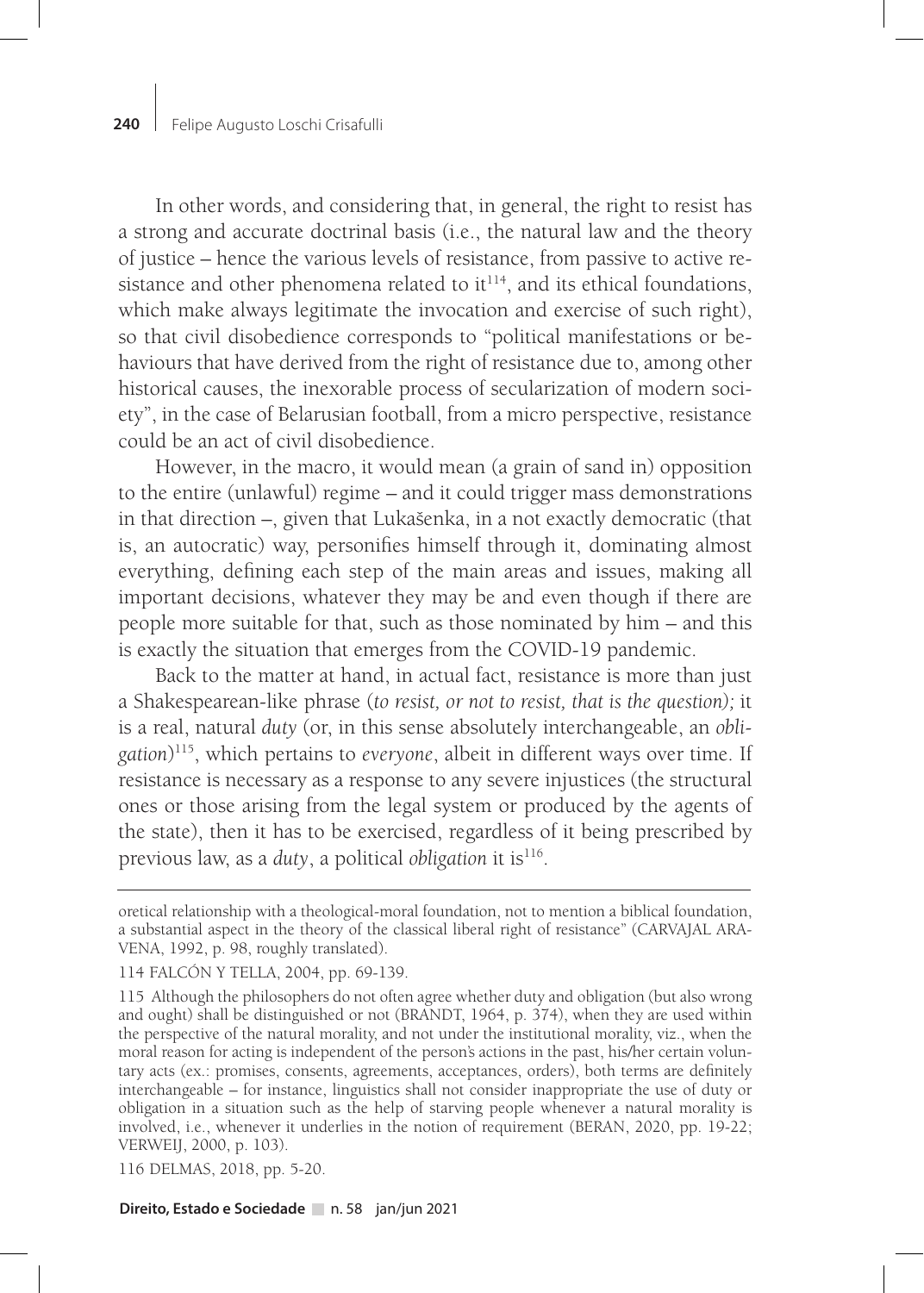In other words, and considering that, in general, the right to resist has a strong and accurate doctrinal basis (i.e., the natural law and the theory of justice – hence the various levels of resistance, from passive to active resistance and other phenomena related to it[114], and its ethical foundations, which make always legitimate the invocation and exercise of such right), so that civil disobedience corresponds to "political manifestations or behaviours that have derived from the right of resistance due to, among other historical causes, the inexorable process of secularization of modern society", in the case of Belarusian football, from a micro perspective, resistance could be an act of civil disobedience.

However, in the macro, it would mean (a grain of sand in) opposition to the entire (unlawful) regime – and it could trigger mass demonstrations in that direction –, given that Lukašenka, in a not exactly democratic (that is, an autocratic) way, personifies himself through it, dominating almost everything, defining each step of the main areas and issues, making all important decisions, whatever they may be and even though if there are people more suitable for that, such as those nominated by him – and this is exactly the situation that emerges from the COVID-19 pandemic.

Back to the matter at hand, in actual fact, resistance is more than just a Shakespearean-like phrase (*to resist, or not to resist, that is the question);* it is a real, natural *duty* (or, in this sense absolutely interchangeable, an *obligation*)[115], which pertains to *everyone*, albeit in different ways over time. If resistance is necessary as a response to any severe injustices (the structural ones or those arising from the legal system or produced by the agents of the state), then it has to be exercised, regardless of it being prescribed by previous law, as a *duty*, a political *obligation* it is[116].

---

oretical relationship with a theological-moral foundation, not to mention a biblical foundation, a substantial aspect in the theory of the classical liberal right of resistance" (CARVAJAL ARAVENA, 1992, p. 98, roughly translated).

114 FALCÓN Y TELLA, 2004, pp. 69-139.

115 Although the philosophers do not often agree whether duty and obligation (but also wrong and ought) shall be distinguished or not (BRANDT, 1964, p. 374), when they are used within the perspective of the natural morality, and not under the institutional morality, viz., when the moral reason for acting is independent of the person's actions in the past, his/her certain voluntary acts (ex.: promises, consents, agreements, acceptances, orders), both terms are definitely interchangeable – for instance, linguistics shall not consider inappropriate the use of duty or obligation in a situation such as the help of starving people whenever a natural morality is involved, i.e., whenever it underlies in the notion of requirement (BERAN, 2020, pp. 19-22; VERWEIJ, 2000, p. 103).

116 DELMAS, 2018, pp. 5-20.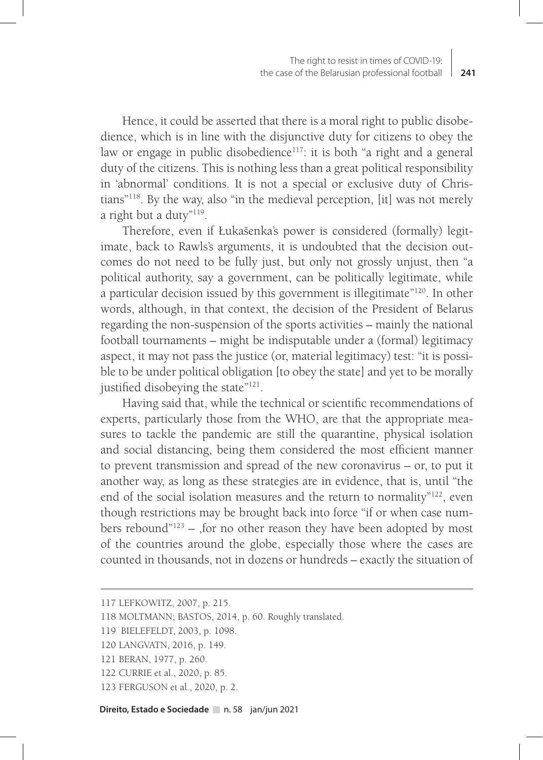Hence, it could be asserted that there is a moral right to public disobedience, which is in line with the disjunctive duty for citizens to obey the law or engage in public disobedience[117]: it is both "a right and a general duty of the citizens. This is nothing less than a great political responsibility in 'abnormal' conditions. It is not a special or exclusive duty of Christians"[118]. By the way, also "in the medieval perception, [it] was not merely a right but a duty"[119].

Therefore, even if Łukašenka's power is considered (formally) legitimate, back to Rawls's arguments, it is undoubted that the decision outcomes do not need to be fully just, but only not grossly unjust, then "a political authority, say a government, can be politically legitimate, while a particular decision issued by this government is illegitimate"[120]. In other words, although, in that context, the decision of the President of Belarus regarding the non-suspension of the sports activities – mainly the national football tournaments – might be indisputable under a (formal) legitimacy aspect, it may not pass the justice (or, material legitimacy) test: "it is possible to be under political obligation [to obey the state] and yet to be morally justified disobeying the state"[121].

Having said that, while the technical or scientific recommendations of experts, particularly those from the WHO, are that the appropriate measures to tackle the pandemic are still the quarantine, physical isolation and social distancing, being them considered the most efficient manner to prevent transmission and spread of the new coronavirus – or, to put it another way, as long as these strategies are in evidence, that is, until "the end of the social isolation measures and the return to normality"[122], even though restrictions may be brought back into force "if or when case numbers rebound"[123] – ,for no other reason they have been adopted by most of the countries around the globe, especially those where the cases are counted in thousands, not in dozens or hundreds – exactly the situation of

---

117 LEFKOWITZ, 2007, p. 215.

118 MOLTMANN; BASTOS, 2014, p. 60. Roughly translated.

119 BIELEFELDT, 2003, p. 1098.

120 LANGVATN, 2016, p. 149.

121 BERAN, 1977, p. 260.

122 CURRIE et al., 2020, p. 85.

123 FERGUSON et al., 2020, p. 2.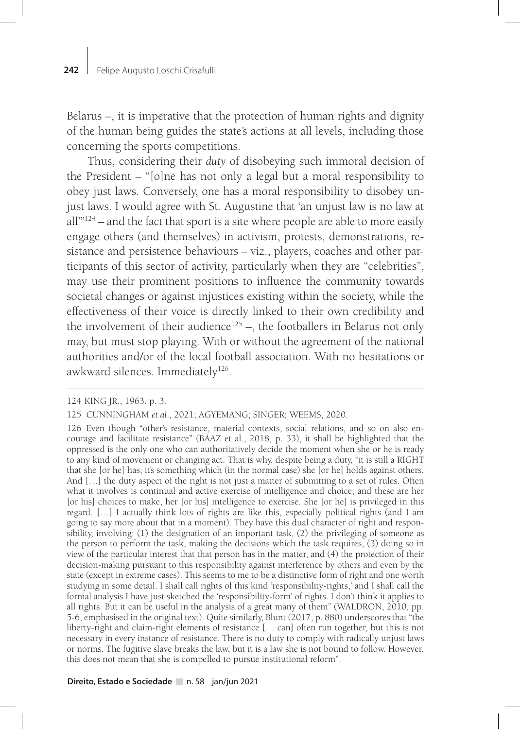Belarus –, it is imperative that the protection of human rights and dignity of the human being guides the state's actions at all levels, including those concerning the sports competitions.

Thus, considering their *duty* of disobeying such immoral decision of the President – "[o]ne has not only a legal but a moral responsibility to obey just laws. Conversely, one has a moral responsibility to disobey unjust laws. I would agree with St. Augustine that 'an unjust law is no law at all'"[124] – and the fact that sport is a site where people are able to more easily engage others (and themselves) in activism, protests, demonstrations, resistance and persistence behaviours – viz., players, coaches and other participants of this sector of activity, particularly when they are "celebrities", may use their prominent positions to influence the community towards societal changes or against injustices existing within the society, while the effectiveness of their voice is directly linked to their own credibility and the involvement of their audience[125] –, the footballers in Belarus not only may, but must stop playing. With or without the agreement of the national authorities and/or of the local football association. With no hesitations or awkward silences. Immediately[126].

---

124 KING JR., 1963, p. 3.

125 CUNNINGHAM *et al*., 2021; AGYEMANG; SINGER; WEEMS, 2020.

126 Even though "other's resistance, material contexts, social relations, and so on also encourage and facilitate resistance" (BAAZ et al., 2018, p. 33), it shall be highlighted that the oppressed is the only one who can authoritatively decide the moment when she or he is ready to any kind of movement or changing act. That is why, despite being a duty, "it is still a RIGHT that she [or he] has; it's something which (in the normal case) she [or he] holds against others. And […] the duty aspect of the right is not just a matter of submitting to a set of rules. Often what it involves is continual and active exercise of intelligence and choice; and these are her [or his] choices to make, her [or his] intelligence to exercise. She [or he] is privileged in this regard. […] I actually think lots of rights are like this, especially political rights (and I am going to say more about that in a moment). They have this dual character of right and responsibility, involving: (1) the designation of an important task, (2) the privileging of someone as the person to perform the task, making the decisions which the task requires, (3) doing so in view of the particular interest that that person has in the matter, and (4) the protection of their decision-making pursuant to this responsibility against interference by others and even by the state (except in extreme cases). This seems to me to be a distinctive form of right and one worth studying in some detail. I shall call rights of this kind 'responsibility-rights,' and I shall call the formal analysis I have just sketched the 'responsibility-form' of rights. I don't think it applies to all rights. But it can be useful in the analysis of a great many of them" (WALDRON, 2010, pp. 5-6, emphasised in the original text). Quite similarly, Blunt (2017, p. 880) underscores that "the liberty-right and claim-right elements of resistance [… can] often run together, but this is not necessary in every instance of resistance. There is no duty to comply with radically unjust laws or norms. The fugitive slave breaks the law, but it is a law she is not bound to follow. However, this does not mean that she is compelled to pursue institutional reform".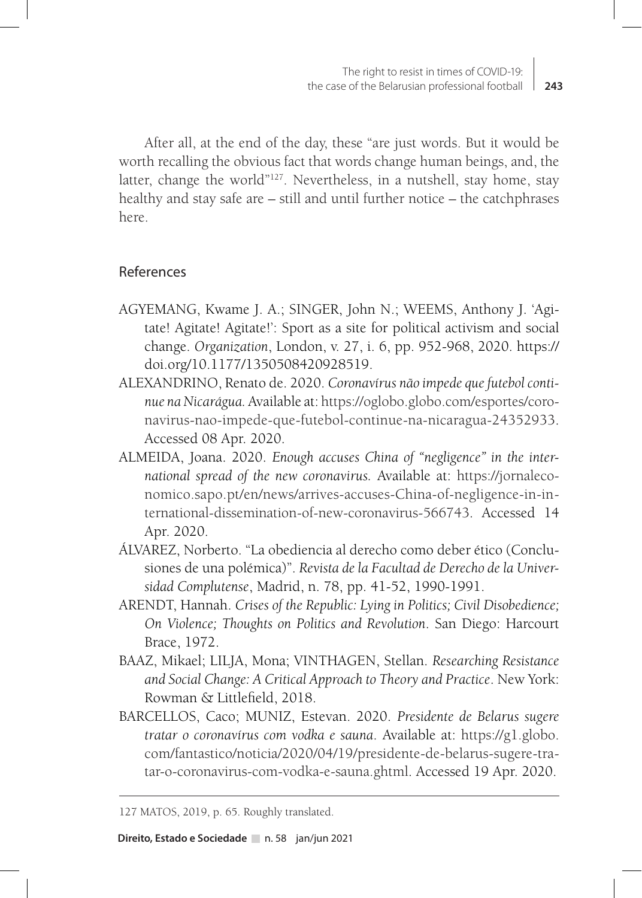After all, at the end of the day, these "are just words. But it would be worth recalling the obvious fact that words change human beings, and, the latter, change the world"[127]. Nevertheless, in a nutshell, stay home, stay healthy and stay safe are – still and until further notice – the catchphrases here.

## References

AGYEMANG, Kwame J. A.; SINGER, John N.; WEEMS, Anthony J. 'Agitate! Agitate! Agitate!': Sport as a site for political activism and social change. *Organization*, London, v. 27, i. 6, pp. 952-968, 2020. https://doi.org/10.1177/1350508420928519.

ALEXANDRINO, Renato de. 2020. *Coronavírus não impede que futebol continue na Nicarágua.* Available at: https://oglobo.globo.com/esportes/coronavirus-nao-impede-que-futebol-continue-na-nicaragua-24352933. Accessed 08 Apr. 2020.

ALMEIDA, Joana. 2020. *Enough accuses China of "negligence" in the international spread of the new coronavirus.* Available at: https://jornaleconomico.sapo.pt/en/news/arrives-accuses-China-of-negligence-in-international-dissemination-of-new-coronavirus-566743. Accessed 14 Apr. 2020.

ÁLVAREZ, Norberto. "La obediencia al derecho como deber ético (Conclusiones de una polémica)". *Revista de la Facultad de Derecho de la Universidad Complutense*, Madrid, n. 78, pp. 41-52, 1990-1991.

ARENDT, Hannah. *Crises of the Republic: Lying in Politics; Civil Disobedience; On Violence; Thoughts on Politics and Revolution*. San Diego: Harcourt Brace, 1972.

BAAZ, Mikael; LILJA, Mona; VINTHAGEN, Stellan. *Researching Resistance and Social Change: A Critical Approach to Theory and Practice*. New York: Rowman & Littlefield, 2018.

BARCELLOS, Caco; MUNIZ, Estevan. 2020. *Presidente de Belarus sugere tratar o coronavírus com vodka e sauna*. Available at: https://g1.globo.com/fantastico/noticia/2020/04/19/presidente-de-belarus-sugere-tratar-o-coronavirus-com-vodka-e-sauna.ghtml. Accessed 19 Apr. 2020.

---

127 MATOS, 2019, p. 65. Roughly translated.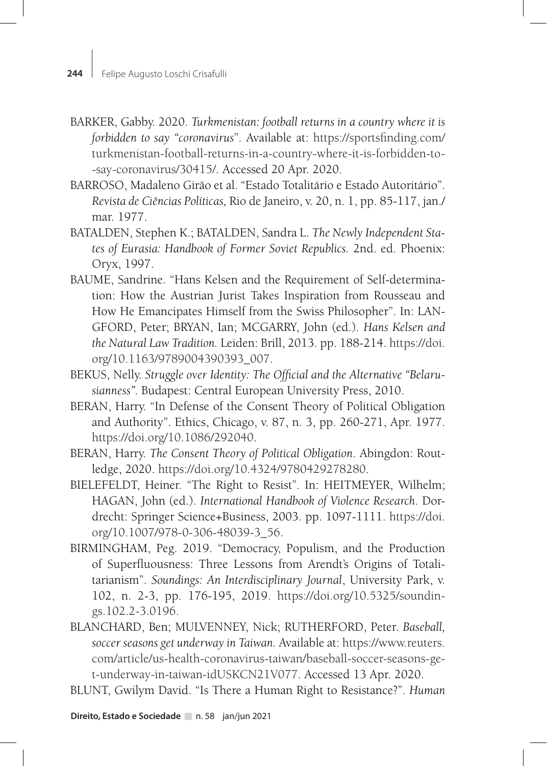BARKER, Gabby. 2020. *Turkmenistan: football returns in a country where it is forbidden to say "coronavirus"*. Available at: https://sportsfinding.com/turkmenistan-football-returns-in-a-country-where-it-is-forbidden-to-say-coronavirus/30415/. Accessed 20 Apr. 2020.

BARROSO, Madaleno Girão et al. "Estado Totalitário e Estado Autoritário". *Revista de Ciências Políticas,* Rio de Janeiro, v. 20, n. 1, pp. 85-117, jan./mar. 1977.

BATALDEN, Stephen K.; BATALDEN, Sandra L. *The Newly Independent States of Eurasia: Handbook of Former Soviet Republics.* 2nd. ed. Phoenix: Oryx, 1997.

BAUME, Sandrine. "Hans Kelsen and the Requirement of Self-determination: How the Austrian Jurist Takes Inspiration from Rousseau and How He Emancipates Himself from the Swiss Philosopher". In: LANGFORD, Peter; BRYAN, Ian; MCGARRY, John (ed.). *Hans Kelsen and the Natural Law Tradition.* Leiden: Brill, 2013. pp. 188-214. https://doi.org/10.1163/9789004390393_007.

BEKUS, Nelly. *Struggle over Identity: The Official and the Alternative "Belarusianness".* Budapest: Central European University Press, 2010.

BERAN, Harry. "In Defense of the Consent Theory of Political Obligation and Authority". Ethics, Chicago, v. 87, n. 3, pp. 260-271, Apr. 1977. https://doi.org/10.1086/292040.

BERAN, Harry. *The Consent Theory of Political Obligation*. Abingdon: Routledge, 2020. https://doi.org/10.4324/9780429278280.

BIELEFELDT, Heiner. "The Right to Resist". In: HEITMEYER, Wilhelm; HAGAN, John (ed.). *International Handbook of Violence Research*. Dordrecht: Springer Science+Business, 2003. pp. 1097-1111. https://doi.org/10.1007/978-0-306-48039-3_56.

BIRMINGHAM, Peg. 2019. "Democracy, Populism, and the Production of Superfluousness: Three Lessons from Arendt's Origins of Totalitarianism". *Soundings: An Interdisciplinary Journal*, University Park, v. 102, n. 2-3, pp. 176-195, 2019. https://doi.org/10.5325/soundings.102.2-3.0196.

BLANCHARD, Ben; MULVENNEY, Nick; RUTHERFORD, Peter. *Baseball, soccer seasons get underway in Taiwan.* Available at: https://www.reuters.com/article/us-health-coronavirus-taiwan/baseball-soccer-seasons-get-underway-in-taiwan-idUSKCN21V077. Accessed 13 Apr. 2020.

BLUNT, Gwilym David. "Is There a Human Right to Resistance?". *Human*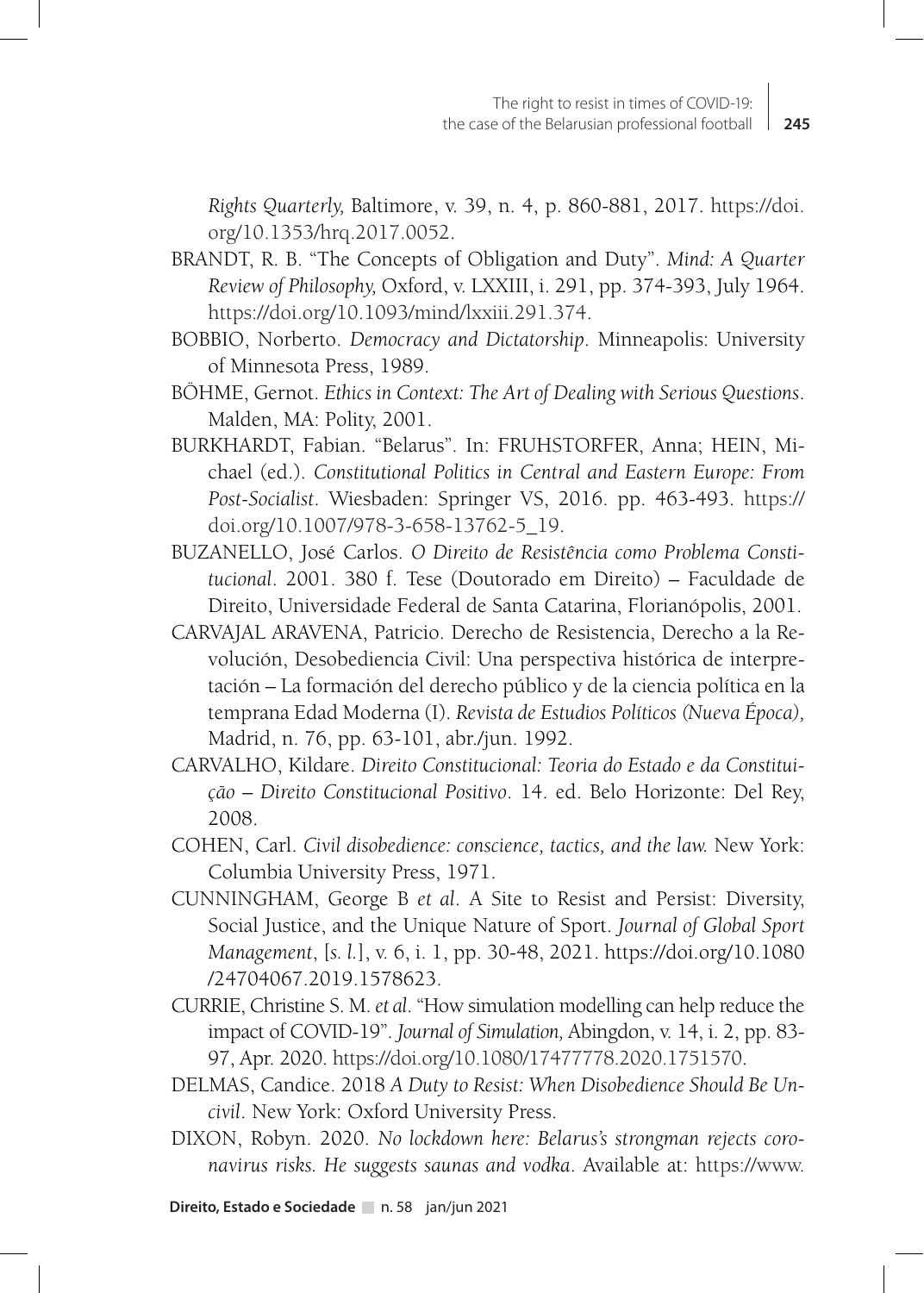*Rights Quarterly,* Baltimore, v. 39, n. 4, p. 860-881, 2017. https://doi.org/10.1353/hrq.2017.0052.

BRANDT, R. B. "The Concepts of Obligation and Duty". *Mind: A Quarter Review of Philosophy,* Oxford, v. LXXIII, i. 291, pp. 374-393, July 1964. https://doi.org/10.1093/mind/lxxiii.291.374.

BOBBIO, Norberto. *Democracy and Dictatorship*. Minneapolis: University of Minnesota Press, 1989.

BÖHME, Gernot. *Ethics in Context: The Art of Dealing with Serious Questions*. Malden, MA: Polity, 2001.

BURKHARDT, Fabian. "Belarus". In: FRUHSTORFER, Anna; HEIN, Michael (ed.). *Constitutional Politics in Central and Eastern Europe: From Post-Socialist*. Wiesbaden: Springer VS, 2016. pp. 463-493. https://doi.org/10.1007/978-3-658-13762-5_19.

BUZANELLO, José Carlos. *O Direito de Resistência como Problema Constitucional*. 2001. 380 f. Tese (Doutorado em Direito) – Faculdade de Direito, Universidade Federal de Santa Catarina, Florianópolis, 2001.

CARVAJAL ARAVENA, Patricio. Derecho de Resistencia, Derecho a la Revolución, Desobediencia Civil: Una perspectiva histórica de interpretación – La formación del derecho público y de la ciencia política en la temprana Edad Moderna (I). *Revista de Estudios Políticos (Nueva Época),* Madrid, n. 76, pp. 63-101, abr./jun. 1992.

CARVALHO, Kildare. *Direito Constitucional: Teoria do Estado e da Constituição – Direito Constitucional Positivo*. 14. ed. Belo Horizonte: Del Rey, 2008.

COHEN, Carl. *Civil disobedience: conscience, tactics, and the law.* New York: Columbia University Press, 1971.

CUNNINGHAM, George B *et al*. A Site to Resist and Persist: Diversity, Social Justice, and the Unique Nature of Sport. *Journal of Global Sport Management*, [*s. l.*], v. 6, i. 1, pp. 30-48, 2021. https://doi.org/10.1080/24704067.2019.1578623.

CURRIE, Christine S. M. *et al*. "How simulation modelling can help reduce the impact of COVID-19". *Journal of Simulation,* Abingdon, v. 14, i. 2, pp. 83-97, Apr. 2020. https://doi.org/10.1080/17477778.2020.1751570.

DELMAS, Candice. 2018 *A Duty to Resist: When Disobedience Should Be Uncivil*. New York: Oxford University Press.

DIXON, Robyn. 2020. *No lockdown here: Belarus's strongman rejects coronavirus risks. He suggests saunas and vodka*. Available at: https://www.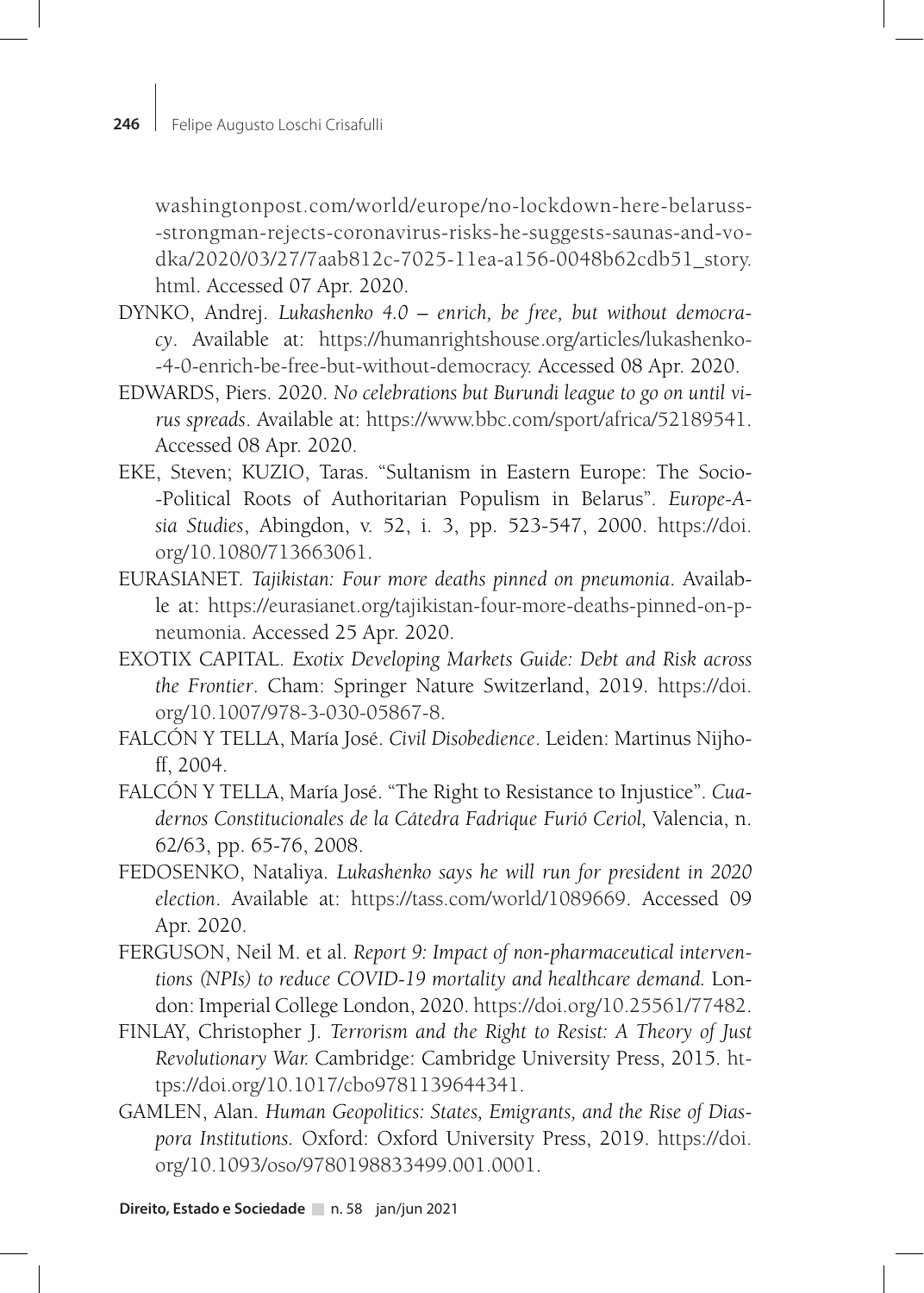washingtonpost.com/world/europe/no-lockdown-here-belaruss-strongman-rejects-coronavirus-risks-he-suggests-saunas-and-vodka/2020/03/27/7aab812c-7025-11ea-a156-0048b62cdb51_story.html. Accessed 07 Apr. 2020.

DYNKO, Andrej. *Lukashenko 4.0 – enrich, be free, but without democracy*. Available at: https://humanrightshouse.org/articles/lukashenko-4-0-enrich-be-free-but-without-democracy. Accessed 08 Apr. 2020.

EDWARDS, Piers. 2020. *No celebrations but Burundi league to go on until virus spreads*. Available at: https://www.bbc.com/sport/africa/52189541. Accessed 08 Apr. 2020.

EKE, Steven; KUZIO, Taras. "Sultanism in Eastern Europe: The Socio-Political Roots of Authoritarian Populism in Belarus". *Europe-Asia Studies*, Abingdon, v. 52, i. 3, pp. 523-547, 2000. https://doi.org/10.1080/713663061.

EURASIANET. *Tajikistan: Four more deaths pinned on pneumonia*. Available at: https://eurasianet.org/tajikistan-four-more-deaths-pinned-on-pneumonia. Accessed 25 Apr. 2020.

EXOTIX CAPITAL. *Exotix Developing Markets Guide: Debt and Risk across the Frontier*. Cham: Springer Nature Switzerland, 2019. https://doi.org/10.1007/978-3-030-05867-8.

FALCÓN Y TELLA, María José. *Civil Disobedience*. Leiden: Martinus Nijhoff, 2004.

FALCÓN Y TELLA, María José. "The Right to Resistance to Injustice". *Cuadernos Constitucionales de la Cátedra Fadrique Furió Ceriol,* Valencia, n. 62/63, pp. 65-76, 2008.

FEDOSENKO, Nataliya. *Lukashenko says he will run for president in 2020 election*. Available at: https://tass.com/world/1089669. Accessed 09 Apr. 2020.

FERGUSON, Neil M. et al. *Report 9: Impact of non-pharmaceutical interventions (NPIs) to reduce COVID-19 mortality and healthcare demand.* London: Imperial College London, 2020. https://doi.org/10.25561/77482.

FINLAY, Christopher J. *Terrorism and the Right to Resist: A Theory of Just Revolutionary War.* Cambridge: Cambridge University Press, 2015. https://doi.org/10.1017/cbo9781139644341.

GAMLEN, Alan. *Human Geopolitics: States, Emigrants, and the Rise of Diaspora Institutions.* Oxford: Oxford University Press, 2019. https://doi.org/10.1093/oso/9780198833499.001.0001.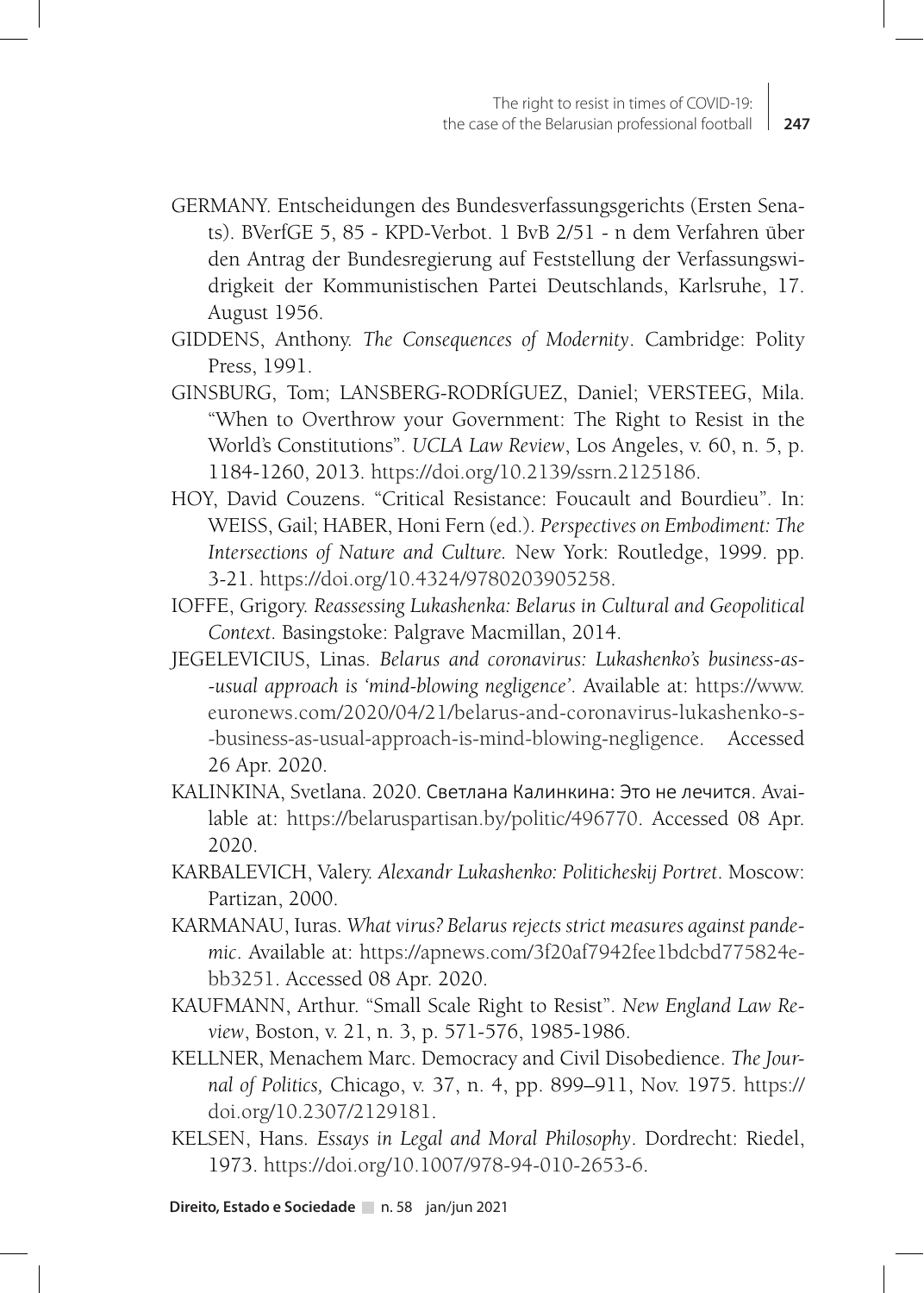GERMANY. Entscheidungen des Bundesverfassungsgerichts (Ersten Senats). BVerfGE 5, 85 - KPD-Verbot. 1 BvB 2/51 - n dem Verfahren über den Antrag der Bundesregierung auf Feststellung der Verfassungswidrigkeit der Kommunistischen Partei Deutschlands, Karlsruhe, 17. August 1956.

GIDDENS, Anthony. *The Consequences of Modernity*. Cambridge: Polity Press, 1991.

GINSBURG, Tom; LANSBERG-RODRÍGUEZ, Daniel; VERSTEEG, Mila. "When to Overthrow your Government: The Right to Resist in the World's Constitutions". *UCLA Law Review*, Los Angeles, v. 60, n. 5, p. 1184-1260, 2013. https://doi.org/10.2139/ssrn.2125186.

HOY, David Couzens. "Critical Resistance: Foucault and Bourdieu". In: WEISS, Gail; HABER, Honi Fern (ed.). *Perspectives on Embodiment: The Intersections of Nature and Culture.* New York: Routledge, 1999. pp. 3-21. https://doi.org/10.4324/9780203905258.

IOFFE, Grigory. *Reassessing Lukashenka: Belarus in Cultural and Geopolitical Context*. Basingstoke: Palgrave Macmillan, 2014.

JEGELEVICIUS, Linas. *Belarus and coronavirus: Lukashenko's business-as--usual approach is 'mind-blowing negligence'.* Available at: https://www.euronews.com/2020/04/21/belarus-and-coronavirus-lukashenko-s--business-as-usual-approach-is-mind-blowing-negligence. Accessed 26 Apr. 2020.

KALINKINA, Svetlana. 2020. Светлана Калинкина: Это не лечится. Available at: https://belaruspartisan.by/politic/496770. Accessed 08 Apr. 2020.

KARBALEVICH, Valery. *Alexandr Lukashenko: Politicheskij Portret*. Moscow: Partizan, 2000.

KARMANAU, Iuras. *What virus? Belarus rejects strict measures against pandemic*. Available at: https://apnews.com/3f20af7942fee1bdcbd775824ebb3251. Accessed 08 Apr. 2020.

KAUFMANN, Arthur. "Small Scale Right to Resist". *New England Law Review*, Boston, v. 21, n. 3, p. 571-576, 1985-1986.

KELLNER, Menachem Marc. Democracy and Civil Disobedience. *The Journal of Politics,* Chicago, v. 37, n. 4, pp. 899–911, Nov. 1975. https://doi.org/10.2307/2129181.

KELSEN, Hans. *Essays in Legal and Moral Philosophy*. Dordrecht: Riedel, 1973. https://doi.org/10.1007/978-94-010-2653-6.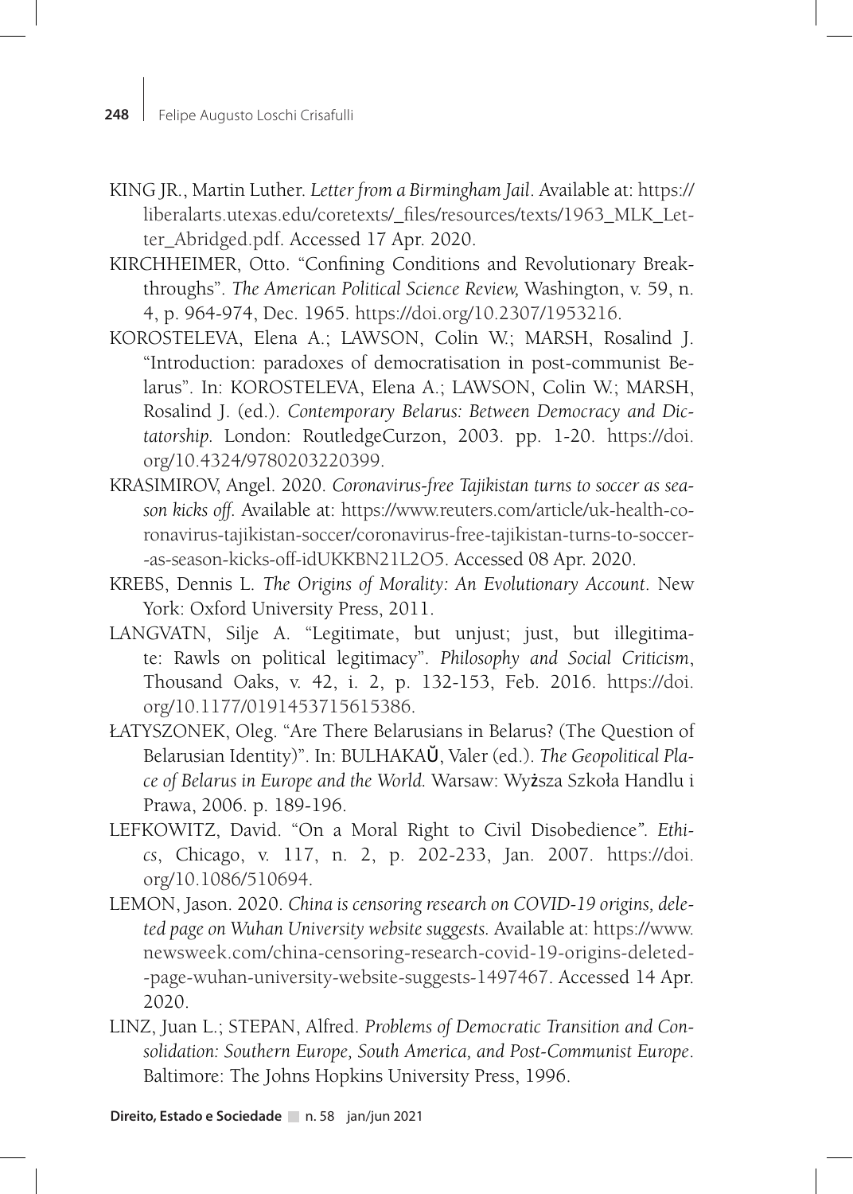KING JR., Martin Luther. *Letter from a Birmingham Jail*. Available at: https://liberalarts.utexas.edu/coretexts/_files/resources/texts/1963_MLK_Letter_Abridged.pdf. Accessed 17 Apr. 2020.

KIRCHHEIMER, Otto. "Confining Conditions and Revolutionary Breakthroughs". *The American Political Science Review,* Washington, v. 59, n. 4, p. 964-974, Dec. 1965. https://doi.org/10.2307/1953216.

KOROSTELEVA, Elena A.; LAWSON, Colin W.; MARSH, Rosalind J. "Introduction: paradoxes of democratisation in post-communist Belarus". In: KOROSTELEVA, Elena A.; LAWSON, Colin W.; MARSH, Rosalind J. (ed.). *Contemporary Belarus: Between Democracy and Dictatorship.* London: RoutledgeCurzon, 2003. pp. 1-20. https://doi.org/10.4324/9780203220399.

KRASIMIROV, Angel. 2020. *Coronavirus-free Tajikistan turns to soccer as season kicks off.* Available at: https://www.reuters.com/article/uk-health-coronavirus-tajikistan-soccer/coronavirus-free-tajikistan-turns-to-soccer-as-season-kicks-off-idUKKBN21L2O5. Accessed 08 Apr. 2020.

KREBS, Dennis L. *The Origins of Morality: An Evolutionary Account*. New York: Oxford University Press, 2011.

LANGVATN, Silje A. "Legitimate, but unjust; just, but illegitimate: Rawls on political legitimacy". *Philosophy and Social Criticism*, Thousand Oaks, v. 42, i. 2, p. 132-153, Feb. 2016. https://doi.org/10.1177/0191453715615386.

ŁATYSZONEK, Oleg. "Are There Belarusians in Belarus? (The Question of Belarusian Identity)". In: BULHAKAǓ, Valer (ed.). *The Geopolitical Place of Belarus in Europe and the World.* Warsaw: Wyższa Szkoła Handlu i Prawa, 2006. p. 189-196.

LEFKOWITZ, David. "On a Moral Right to Civil Disobedience". *Ethics*, Chicago, v. 117, n. 2, p. 202-233, Jan. 2007. https://doi.org/10.1086/510694.

LEMON, Jason. 2020. *China is censoring research on COVID-19 origins, deleted page on Wuhan University website suggests.* Available at: https://www.newsweek.com/china-censoring-research-covid-19-origins-deleted-page-wuhan-university-website-suggests-1497467. Accessed 14 Apr. 2020.

LINZ, Juan L.; STEPAN, Alfred. *Problems of Democratic Transition and Consolidation: Southern Europe, South America, and Post-Communist Europe*. Baltimore: The Johns Hopkins University Press, 1996.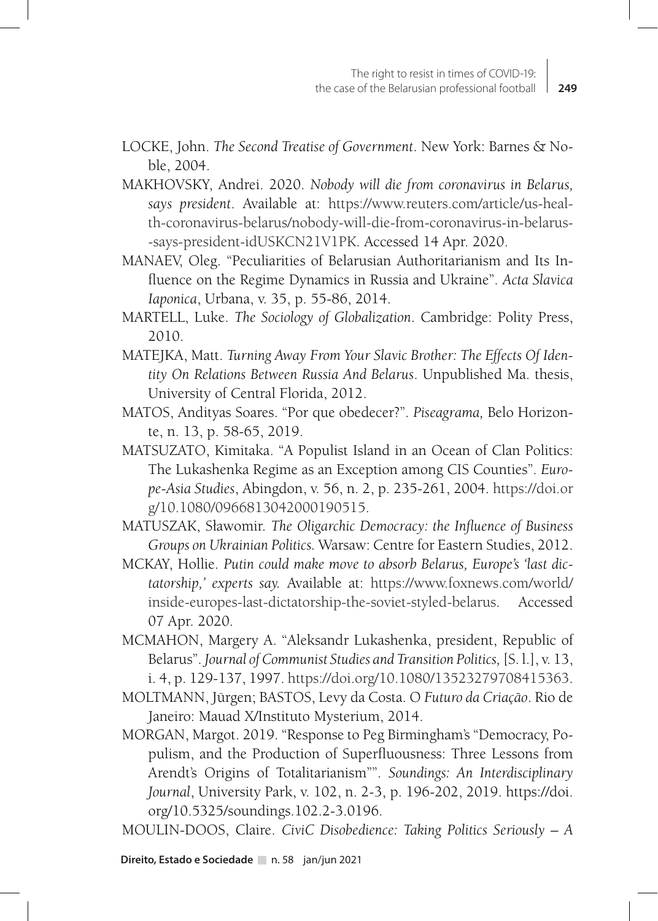LOCKE, John. *The Second Treatise of Government*. New York: Barnes & Noble, 2004.

MAKHOVSKY, Andrei. 2020. *Nobody will die from coronavirus in Belarus, says president*. Available at: https://www.reuters.com/article/us-health-coronavirus-belarus/nobody-will-die-from-coronavirus-in-belarus-says-president-idUSKCN21V1PK. Accessed 14 Apr. 2020.

MANAEV, Oleg. "Peculiarities of Belarusian Authoritarianism and Its Influence on the Regime Dynamics in Russia and Ukraine". *Acta Slavica Iaponica*, Urbana, v. 35, p. 55-86, 2014.

MARTELL, Luke. *The Sociology of Globalization*. Cambridge: Polity Press, 2010.

MATEJKA, Matt. *Turning Away From Your Slavic Brother: The Effects Of Identity On Relations Between Russia And Belarus*. Unpublished Ma. thesis, University of Central Florida, 2012.

MATOS, Andityas Soares. "Por que obedecer?". *Piseagrama,* Belo Horizonte, n. 13, p. 58-65, 2019.

MATSUZATO, Kimitaka. "A Populist Island in an Ocean of Clan Politics: The Lukashenka Regime as an Exception among CIS Counties". *Europe-Asia Studies*, Abingdon, v. 56, n. 2, p. 235-261, 2004. https://doi.org/10.1080/0966813042000190515.

MATUSZAK, Sławomir. *The Oligarchic Democracy: the Influence of Business Groups on Ukrainian Politics.* Warsaw: Centre for Eastern Studies, 2012.

MCKAY, Hollie. *Putin could make move to absorb Belarus, Europe's 'last dictatorship,' experts say.* Available at: https://www.foxnews.com/world/inside-europes-last-dictatorship-the-soviet-styled-belarus. Accessed 07 Apr. 2020.

MCMAHON, Margery A. "Aleksandr Lukashenka, president, Republic of Belarus". *Journal of Communist Studies and Transition Politics,* [S. l.], v. 13, i. 4, p. 129-137, 1997. https://doi.org/10.1080/13523279708415363.

MOLTMANN, Jürgen; BASTOS, Levy da Costa. *O Futuro da Criação*. Rio de Janeiro: Mauad X/Instituto Mysterium, 2014.

MORGAN, Margot. 2019. "Response to Peg Birmingham's "Democracy, Populism, and the Production of Superfluousness: Three Lessons from Arendt's Origins of Totalitarianism"". *Soundings: An Interdisciplinary Journal*, University Park, v. 102, n. 2-3, p. 196-202, 2019. https://doi.org/10.5325/soundings.102.2-3.0196.

MOULIN-DOOS, Claire. *CiviC Disobedience: Taking Politics Seriously – A*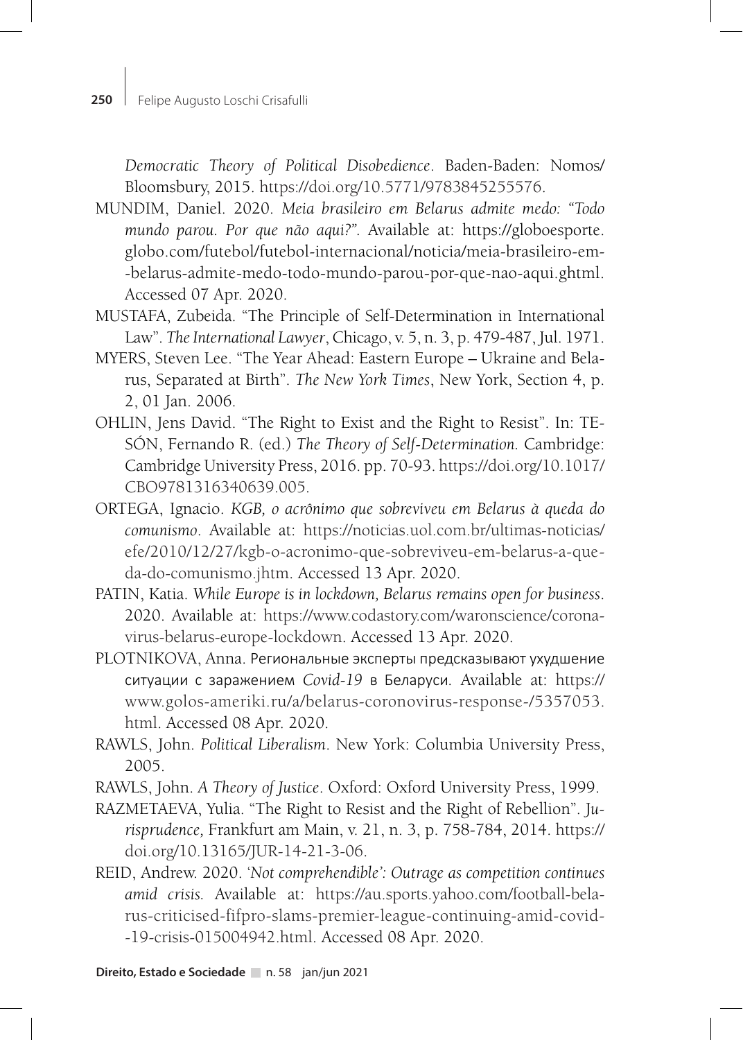*Democratic Theory of Political Disobedience*. Baden-Baden: Nomos/ Bloomsbury, 2015. https://doi.org/10.5771/9783845255576.

MUNDIM, Daniel. 2020. *Meia brasileiro em Belarus admite medo: "Todo mundo parou. Por que não aqui?"*. Available at: https://globoesporte.globo.com/futebol/futebol-internacional/noticia/meia-brasileiro-em--belarus-admite-medo-todo-mundo-parou-por-que-nao-aqui.ghtml. Accessed 07 Apr. 2020.

MUSTAFA, Zubeida. "The Principle of Self-Determination in International Law". *The International Lawyer*, Chicago, v. 5, n. 3, p. 479-487, Jul. 1971.

MYERS, Steven Lee. "The Year Ahead: Eastern Europe – Ukraine and Belarus, Separated at Birth". *The New York Times*, New York, Section 4, p. 2, 01 Jan. 2006.

OHLIN, Jens David. "The Right to Exist and the Right to Resist". In: TESÓN, Fernando R. (ed.) *The Theory of Self-Determination.* Cambridge: Cambridge University Press, 2016. pp. 70-93. https://doi.org/10.1017/CBO9781316340639.005.

ORTEGA, Ignacio. *KGB, o acrônimo que sobreviveu em Belarus à queda do comunismo*. Available at: https://noticias.uol.com.br/ultimas-noticias/efe/2010/12/27/kgb-o-acronimo-que-sobreviveu-em-belarus-a-queda-do-comunismo.jhtm. Accessed 13 Apr. 2020.

PATIN, Katia. *While Europe is in lockdown, Belarus remains open for business*. 2020. Available at: https://www.codastory.com/waronscience/coronavirus-belarus-europe-lockdown. Accessed 13 Apr. 2020.

PLOTNIKOVA, Anna. Региональные эксперты предсказывают ухудшение ситуации с заражением *Covid-19* в Беларуси. Available at: https://www.golos-ameriki.ru/a/belarus-coronovirus-response-/5357053.html. Accessed 08 Apr. 2020.

RAWLS, John. *Political Liberalism*. New York: Columbia University Press, 2005.

RAWLS, John. *A Theory of Justice*. Oxford: Oxford University Press, 1999.

RAZMETAEVA, Yulia. "The Right to Resist and the Right of Rebellion". *Jurisprudence,* Frankfurt am Main, v. 21, n. 3, p. 758-784, 2014. https://doi.org/10.13165/JUR-14-21-3-06.

REID, Andrew. 2020. *'Not comprehendible': Outrage as competition continues amid crisis.* Available at: https://au.sports.yahoo.com/football-belarus-criticised-fifpro-slams-premier-league-continuing-amid-covid--19-crisis-015004942.html. Accessed 08 Apr. 2020.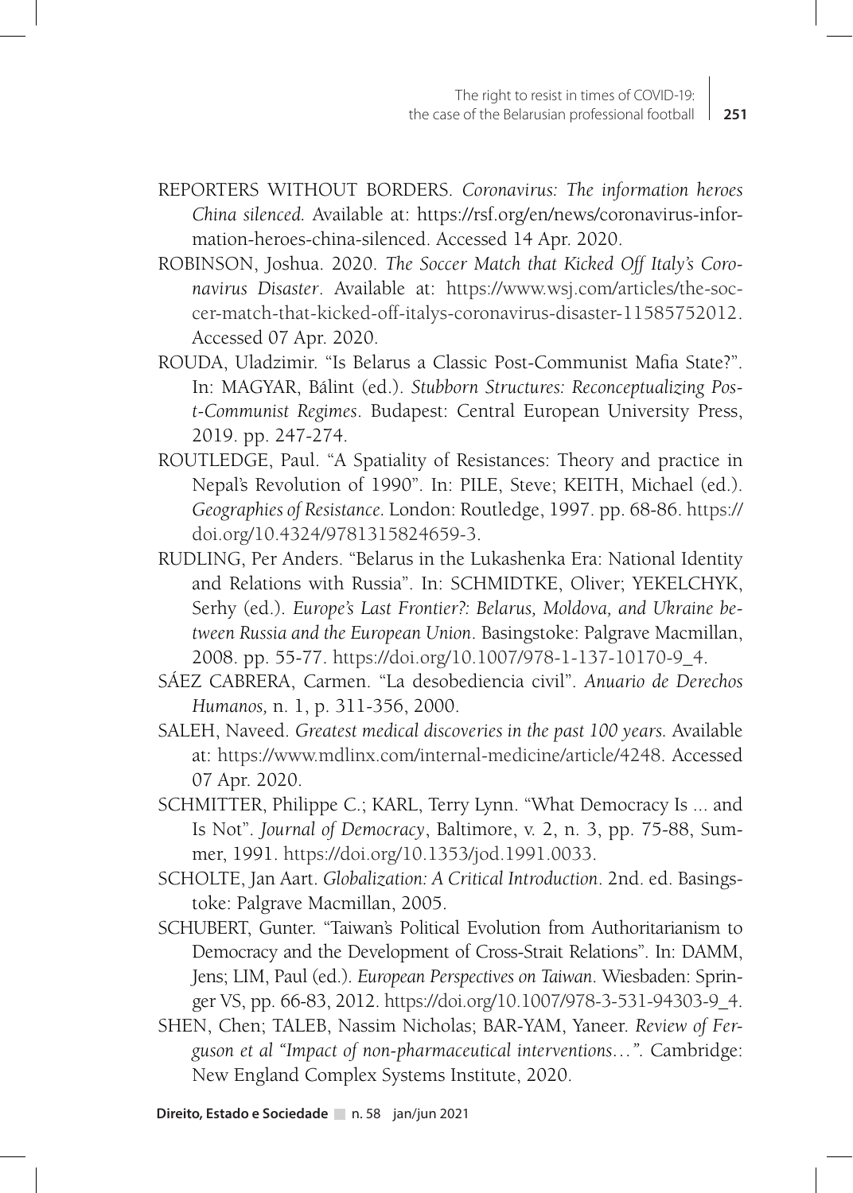REPORTERS WITHOUT BORDERS. *Coronavirus: The information heroes China silenced.* Available at: https://rsf.org/en/news/coronavirus-information-heroes-china-silenced. Accessed 14 Apr. 2020.

ROBINSON, Joshua. 2020. *The Soccer Match that Kicked Off Italy's Coronavirus Disaster*. Available at: https://www.wsj.com/articles/the-soccer-match-that-kicked-off-italys-coronavirus-disaster-11585752012. Accessed 07 Apr. 2020.

ROUDA, Uladzimir. "Is Belarus a Classic Post-Communist Mafia State?". In: MAGYAR, Bálint (ed.). *Stubborn Structures: Reconceptualizing Post-Communist Regimes*. Budapest: Central European University Press, 2019. pp. 247-274.

ROUTLEDGE, Paul. "A Spatiality of Resistances: Theory and practice in Nepal's Revolution of 1990". In: PILE, Steve; KEITH, Michael (ed.). *Geographies of Resistance*. London: Routledge, 1997. pp. 68-86. https://doi.org/10.4324/9781315824659-3.

RUDLING, Per Anders. "Belarus in the Lukashenka Era: National Identity and Relations with Russia". In: SCHMIDTKE, Oliver; YEKELCHYK, Serhy (ed.). *Europe's Last Frontier?: Belarus, Moldova, and Ukraine between Russia and the European Union*. Basingstoke: Palgrave Macmillan, 2008. pp. 55-77. https://doi.org/10.1007/978-1-137-10170-9_4.

SÁEZ CABRERA, Carmen. "La desobediencia civil". *Anuario de Derechos Humanos,* n. 1, p. 311-356, 2000.

SALEH, Naveed. *Greatest medical discoveries in the past 100 years.* Available at: https://www.mdlinx.com/internal-medicine/article/4248. Accessed 07 Apr. 2020.

SCHMITTER, Philippe C.; KARL, Terry Lynn. "What Democracy Is ... and Is Not". *Journal of Democracy*, Baltimore, v. 2, n. 3, pp. 75-88, Summer, 1991. https://doi.org/10.1353/jod.1991.0033.

SCHOLTE, Jan Aart. *Globalization: A Critical Introduction*. 2nd. ed. Basingstoke: Palgrave Macmillan, 2005.

SCHUBERT, Gunter. "Taiwan's Political Evolution from Authoritarianism to Democracy and the Development of Cross-Strait Relations". In: DAMM, Jens; LIM, Paul (ed.). *European Perspectives on Taiwan*. Wiesbaden: Springer VS, pp. 66-83, 2012. https://doi.org/10.1007/978-3-531-94303-9_4.

SHEN, Chen; TALEB, Nassim Nicholas; BAR-YAM, Yaneer. *Review of Ferguson et al "Impact of non-pharmaceutical interventions…".* Cambridge: New England Complex Systems Institute, 2020.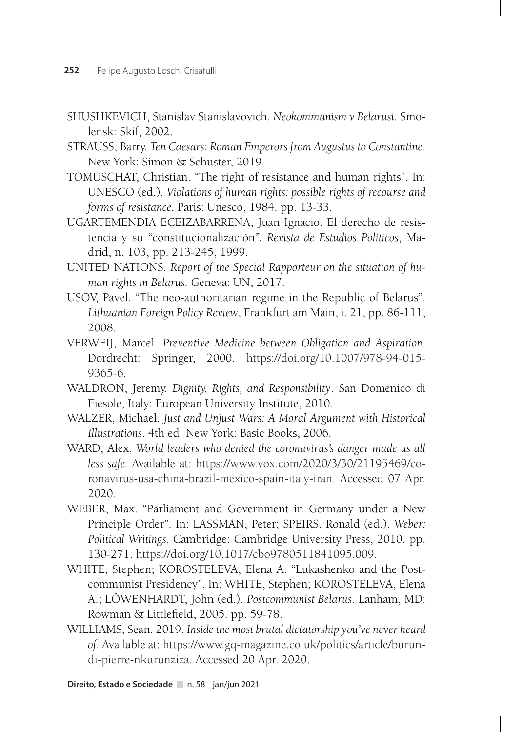SHUSHKEVICH, Stanislav Stanislavovich. *Neokommunism v Belarusi*. Smolensk: Skif, 2002.

STRAUSS, Barry. *Ten Caesars: Roman Emperors from Augustus to Constantine*. New York: Simon & Schuster, 2019.

TOMUSCHAT, Christian. "The right of resistance and human rights". In: UNESCO (ed.). *Violations of human rights: possible rights of recourse and forms of resistance*. Paris: Unesco, 1984. pp. 13-33.

UGARTEMENDIA ECEIZABARRENA, Juan Ignacio. El derecho de resistencia y su "constitucionalización". *Revista de Estudios Políticos*, Madrid, n. 103, pp. 213-245, 1999.

UNITED NATIONS. *Report of the Special Rapporteur on the situation of human rights in Belarus.* Geneva: UN, 2017.

USOV, Pavel. "The neo-authoritarian regime in the Republic of Belarus". *Lithuanian Foreign Policy Review*, Frankfurt am Main, i. 21, pp. 86-111, 2008.

VERWEIJ, Marcel. *Preventive Medicine between Obligation and Aspiration*. Dordrecht: Springer, 2000. https://doi.org/10.1007/978-94-015-9365-6.

WALDRON, Jeremy. *Dignity, Rights, and Responsibility*. San Domenico di Fiesole, Italy: European University Institute, 2010.

WALZER, Michael. *Just and Unjust Wars: A Moral Argument with Historical Illustrations*. 4th ed. New York: Basic Books, 2006.

WARD, Alex. *World leaders who denied the coronavirus's danger made us all less safe.* Available at: https://www.vox.com/2020/3/30/21195469/coronavirus-usa-china-brazil-mexico-spain-italy-iran. Accessed 07 Apr. 2020.

WEBER, Max. "Parliament and Government in Germany under a New Principle Order". In: LASSMAN, Peter; SPEIRS, Ronald (ed.). *Weber: Political Writings.* Cambridge: Cambridge University Press, 2010. pp. 130-271. https://doi.org/10.1017/cbo9780511841095.009.

WHITE, Stephen; KOROSTELEVA, Elena A. "Lukashenko and the Postcommunist Presidency". In: WHITE, Stephen; KOROSTELEVA, Elena A.; LÖWENHARDT, John (ed.). *Postcommunist Belarus*. Lanham, MD: Rowman & Littlefield, 2005. pp. 59-78.

WILLIAMS, Sean. 2019. *Inside the most brutal dictatorship you've never heard of*. Available at: https://www.gq-magazine.co.uk/politics/article/burundi-pierre-nkurunziza. Accessed 20 Apr. 2020.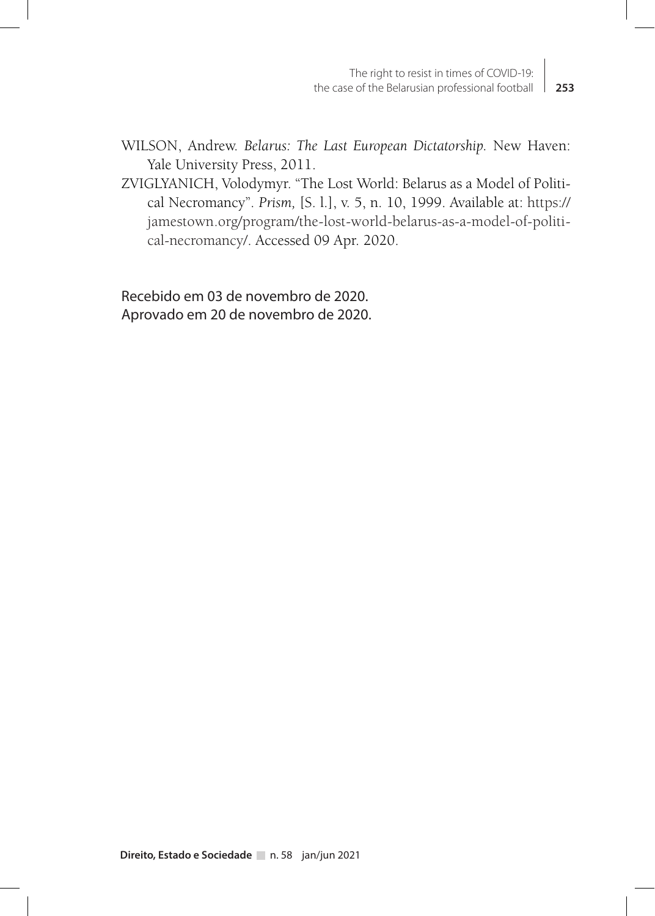WILSON, Andrew. *Belarus: The Last European Dictatorship.* New Haven: Yale University Press, 2011.

ZVIGLYANICH, Volodymyr. "The Lost World: Belarus as a Model of Political Necromancy". *Prism,* [S. l.], v. 5, n. 10, 1999. Available at: https://jamestown.org/program/the-lost-world-belarus-as-a-model-of-political-necromancy/. Accessed 09 Apr. 2020.

Recebido em 03 de novembro de 2020.
Aprovado em 20 de novembro de 2020.